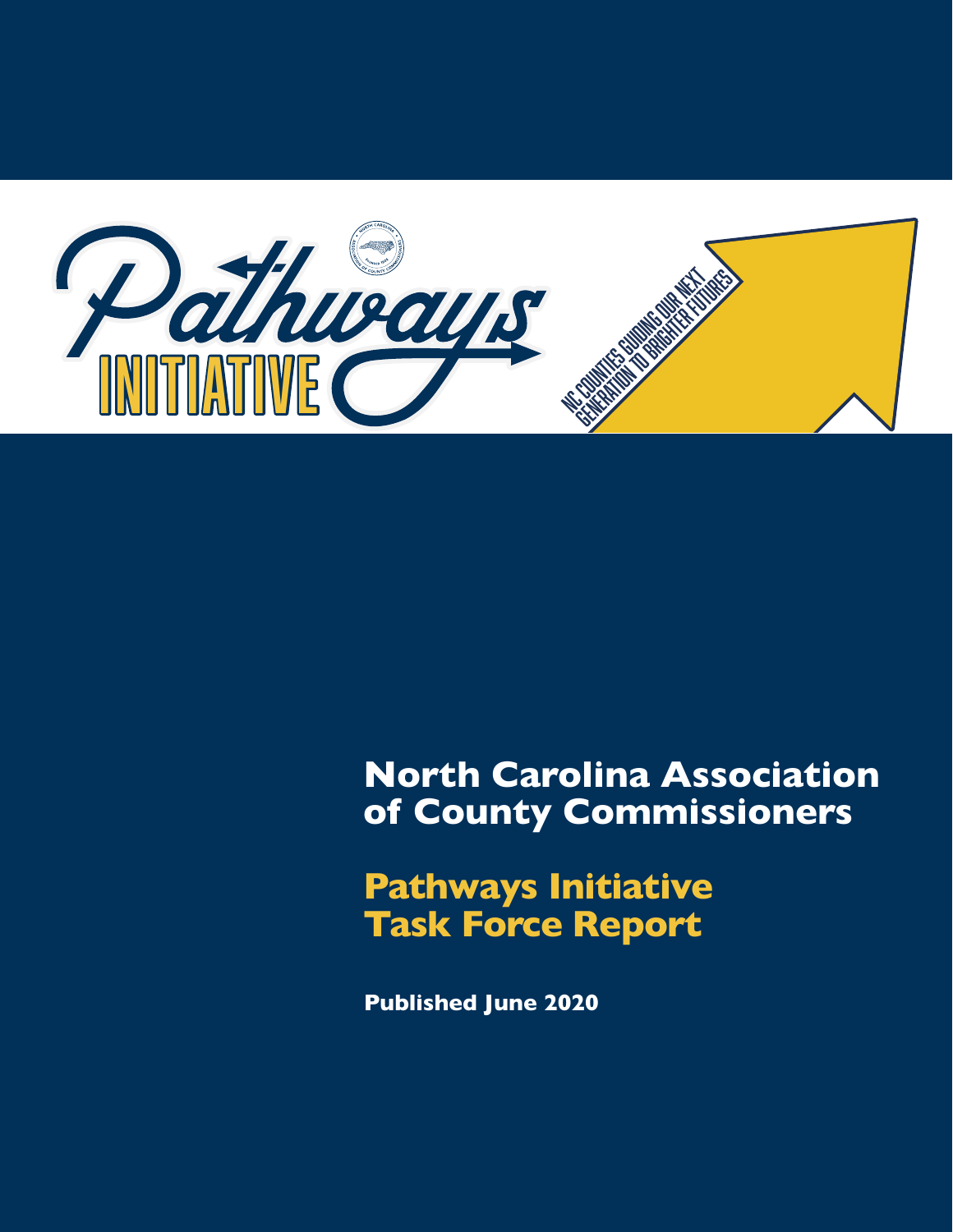# Pathways Initiative

NC COUNTIES GUIDING OUR NEXT GENERATION TO BRIGHTER FUTURES

## North Carolina Association of County Commissioners

## Pathways Initiative Task Force Report

**Published June 2020**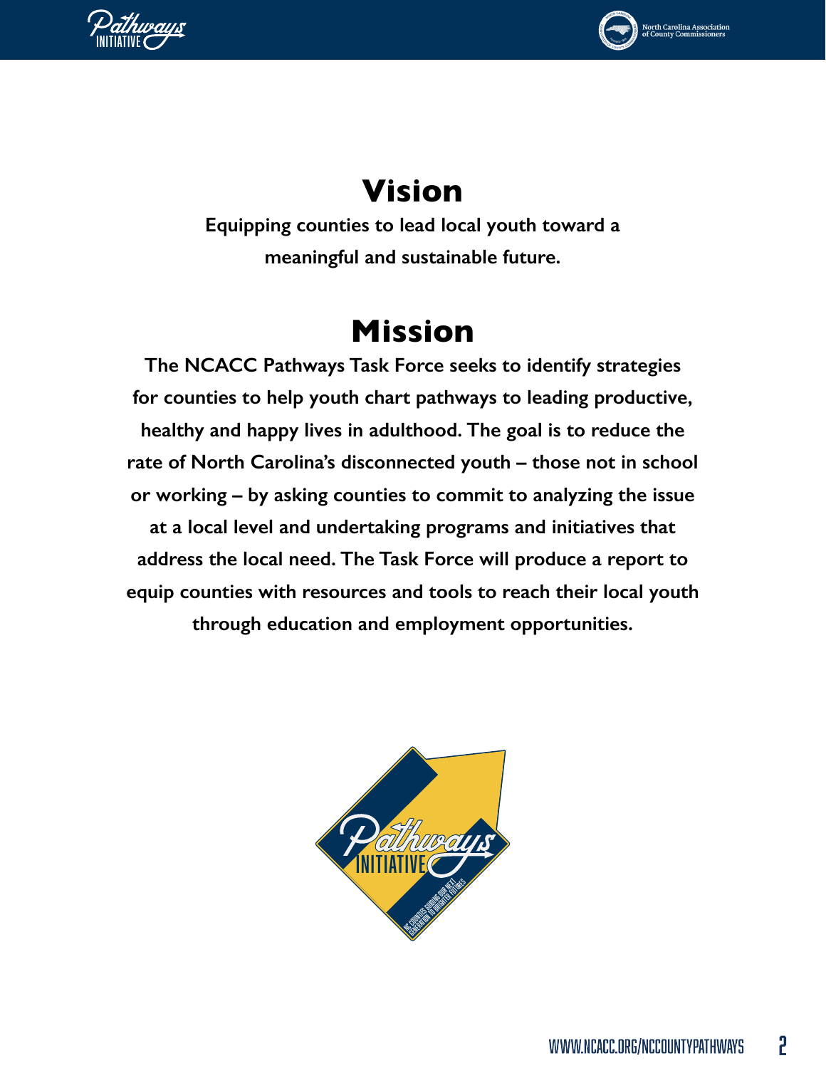# Vision

**Equipping counties to lead local youth toward a meaningful and sustainable future.**

# Mission

**The NCACC Pathways Task Force seeks to identify strategies for counties to help youth chart pathways to leading productive, healthy and happy lives in adulthood. The goal is to reduce the rate of North Carolina's disconnected youth – those not in school or working – by asking counties to commit to analyzing the issue at a local level and undertaking programs and initiatives that address the local need. The Task Force will produce a report to equip counties with resources and tools to reach their local youth through education and employment opportunities.**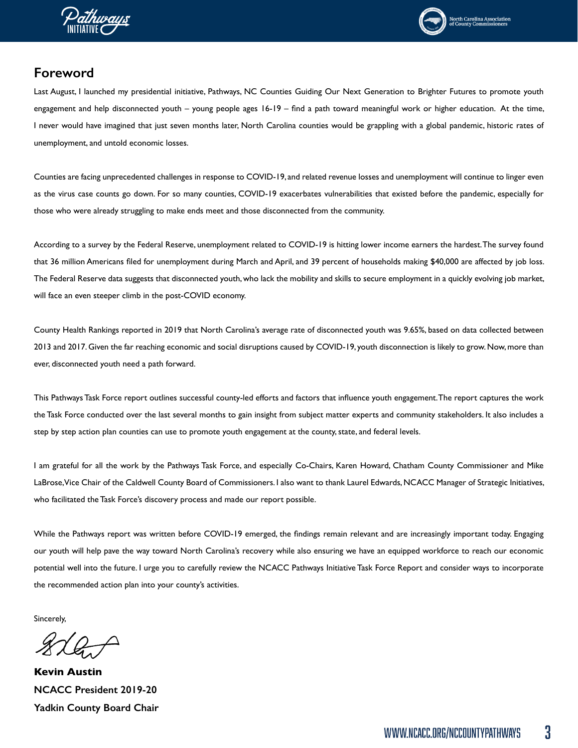## Foreword

Last August, I launched my presidential initiative, Pathways, NC Counties Guiding Our Next Generation to Brighter Futures to promote youth engagement and help disconnected youth – young people ages 16-19 – find a path toward meaningful work or higher education. At the time, I never would have imagined that just seven months later, North Carolina counties would be grappling with a global pandemic, historic rates of unemployment, and untold economic losses.

Counties are facing unprecedented challenges in response to COVID-19, and related revenue losses and unemployment will continue to linger even as the virus case counts go down. For so many counties, COVID-19 exacerbates vulnerabilities that existed before the pandemic, especially for those who were already struggling to make ends meet and those disconnected from the community.

According to a survey by the Federal Reserve, unemployment related to COVID-19 is hitting lower income earners the hardest. The survey found that 36 million Americans filed for unemployment during March and April, and 39 percent of households making $40,000 are affected by job loss. The Federal Reserve data suggests that disconnected youth, who lack the mobility and skills to secure employment in a quickly evolving job market, will face an even steeper climb in the post-COVID economy.

County Health Rankings reported in 2019 that North Carolina's average rate of disconnected youth was 9.65%, based on data collected between 2013 and 2017. Given the far reaching economic and social disruptions caused by COVID-19, youth disconnection is likely to grow. Now, more than ever, disconnected youth need a path forward.

This Pathways Task Force report outlines successful county-led efforts and factors that influence youth engagement. The report captures the work the Task Force conducted over the last several months to gain insight from subject matter experts and community stakeholders. It also includes a step by step action plan counties can use to promote youth engagement at the county, state, and federal levels.

I am grateful for all the work by the Pathways Task Force, and especially Co-Chairs, Karen Howard, Chatham County Commissioner and Mike LaBrose, Vice Chair of the Caldwell County Board of Commissioners. I also want to thank Laurel Edwards, NCACC Manager of Strategic Initiatives, who facilitated the Task Force's discovery process and made our report possible.

While the Pathways report was written before COVID-19 emerged, the findings remain relevant and are increasingly important today. Engaging our youth will help pave the way toward North Carolina's recovery while also ensuring we have an equipped workforce to reach our economic potential well into the future. I urge you to carefully review the NCACC Pathways Initiative Task Force Report and consider ways to incorporate the recommended action plan into your county's activities.

Sincerely,

**Kevin Austin**
**NCACC President 2019-20**
**Yadkin County Board Chair**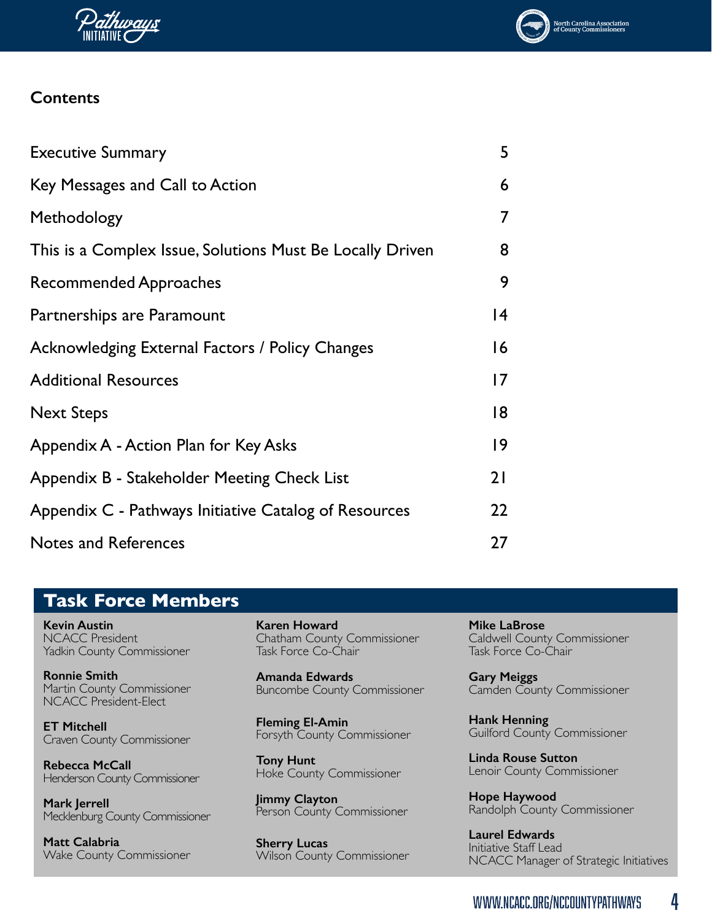## Contents

| | |
|---|---|
| Executive Summary | 5 |
| Key Messages and Call to Action | 6 |
| Methodology | 7 |
| This is a Complex Issue, Solutions Must Be Locally Driven | 8 |
| Recommended Approaches | 9 |
| Partnerships are Paramount | 14 |
| Acknowledging External Factors / Policy Changes | 16 |
| Additional Resources | 17 |
| Next Steps | 18 |
| Appendix A - Action Plan for Key Asks | 19 |
| Appendix B - Stakeholder Meeting Check List | 21 |
| Appendix C - Pathways Initiative Catalog of Resources | 22 |
| Notes and References | 27 |

## Task Force Members

**Kevin Austin**
NCACC President
Yadkin County Commissioner

**Ronnie Smith**
Martin County Commissioner
NCACC President-Elect

**ET Mitchell**
Craven County Commissioner

**Rebecca McCall**
Henderson County Commissioner

**Mark Jerrell**
Mecklenburg County Commissioner

**Matt Calabria**
Wake County Commissioner

**Karen Howard**
Chatham County Commissioner
Task Force Co-Chair

**Amanda Edwards**
Buncombe County Commissioner

**Fleming El-Amin**
Forsyth County Commissioner

**Tony Hunt**
Hoke County Commissioner

**Jimmy Clayton**
Person County Commissioner

**Sherry Lucas**
Wilson County Commissioner

**Mike LaBrose**
Caldwell County Commissioner
Task Force Co-Chair

**Gary Meiggs**
Camden County Commissioner

**Hank Henning**
Guilford County Commissioner

**Linda Rouse Sutton**
Lenoir County Commissioner

**Hope Haywood**
Randolph County Commissioner

**Laurel Edwards**
Initiative Staff Lead
NCACC Manager of Strategic Initiatives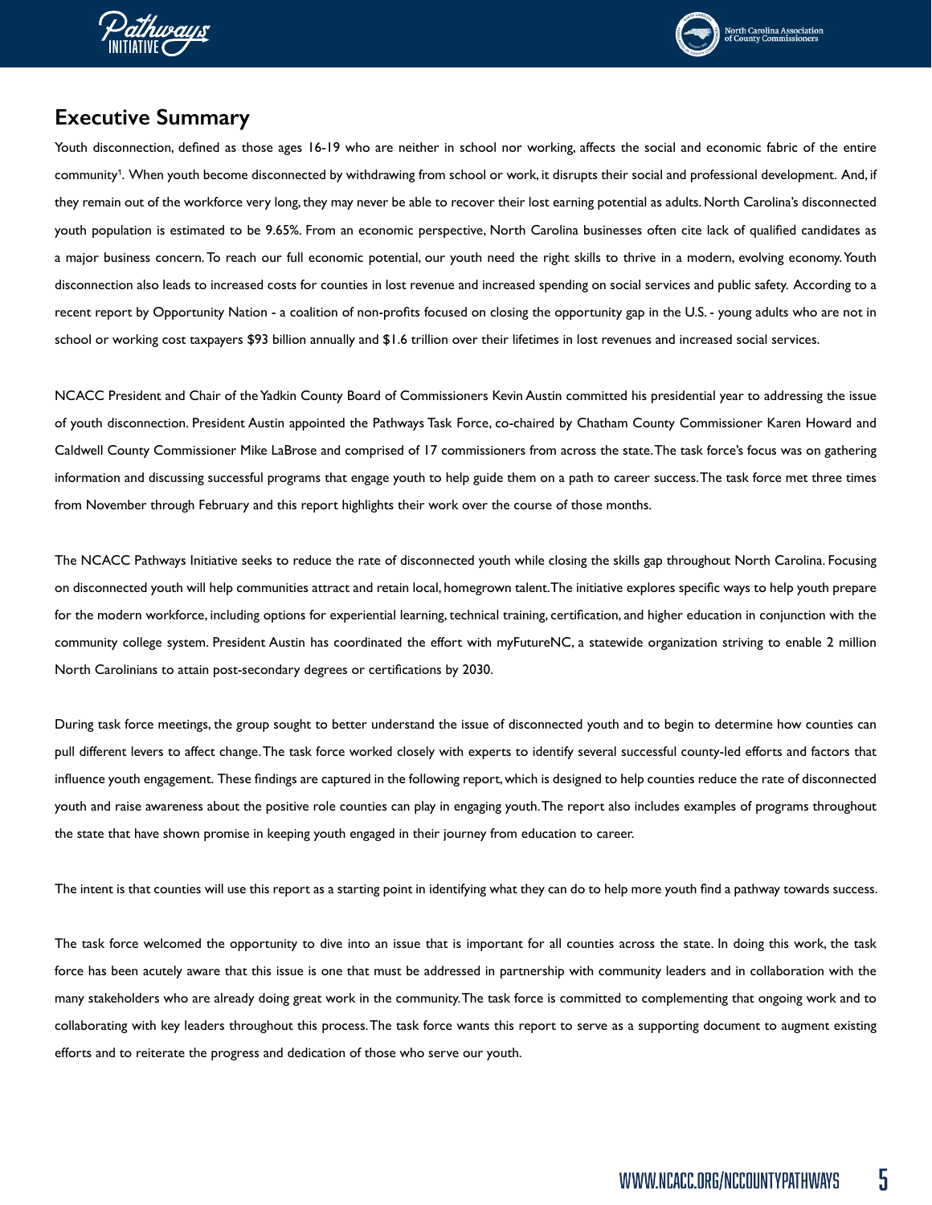## Executive Summary

Youth disconnection, defined as those ages 16-19 who are neither in school nor working, affects the social and economic fabric of the entire community[1]. When youth become disconnected by withdrawing from school or work, it disrupts their social and professional development. And, if they remain out of the workforce very long, they may never be able to recover their lost earning potential as adults. North Carolina's disconnected youth population is estimated to be 9.65%. From an economic perspective, North Carolina businesses often cite lack of qualified candidates as a major business concern. To reach our full economic potential, our youth need the right skills to thrive in a modern, evolving economy. Youth disconnection also leads to increased costs for counties in lost revenue and increased spending on social services and public safety. According to a recent report by Opportunity Nation - a coalition of non-profits focused on closing the opportunity gap in the U.S. - young adults who are not in school or working cost taxpayers $93 billion annually and $1.6 trillion over their lifetimes in lost revenues and increased social services.

NCACC President and Chair of the Yadkin County Board of Commissioners Kevin Austin committed his presidential year to addressing the issue of youth disconnection. President Austin appointed the Pathways Task Force, co-chaired by Chatham County Commissioner Karen Howard and Caldwell County Commissioner Mike LaBrose and comprised of 17 commissioners from across the state. The task force's focus was on gathering information and discussing successful programs that engage youth to help guide them on a path to career success. The task force met three times from November through February and this report highlights their work over the course of those months.

The NCACC Pathways Initiative seeks to reduce the rate of disconnected youth while closing the skills gap throughout North Carolina. Focusing on disconnected youth will help communities attract and retain local, homegrown talent. The initiative explores specific ways to help youth prepare for the modern workforce, including options for experiential learning, technical training, certification, and higher education in conjunction with the community college system. President Austin has coordinated the effort with myFutureNC, a statewide organization striving to enable 2 million North Carolinians to attain post-secondary degrees or certifications by 2030.

During task force meetings, the group sought to better understand the issue of disconnected youth and to begin to determine how counties can pull different levers to affect change. The task force worked closely with experts to identify several successful county-led efforts and factors that influence youth engagement. These findings are captured in the following report, which is designed to help counties reduce the rate of disconnected youth and raise awareness about the positive role counties can play in engaging youth. The report also includes examples of programs throughout the state that have shown promise in keeping youth engaged in their journey from education to career.

The intent is that counties will use this report as a starting point in identifying what they can do to help more youth find a pathway towards success.

The task force welcomed the opportunity to dive into an issue that is important for all counties across the state. In doing this work, the task force has been acutely aware that this issue is one that must be addressed in partnership with community leaders and in collaboration with the many stakeholders who are already doing great work in the community. The task force is committed to complementing that ongoing work and to collaborating with key leaders throughout this process. The task force wants this report to serve as a supporting document to augment existing efforts and to reiterate the progress and dedication of those who serve our youth.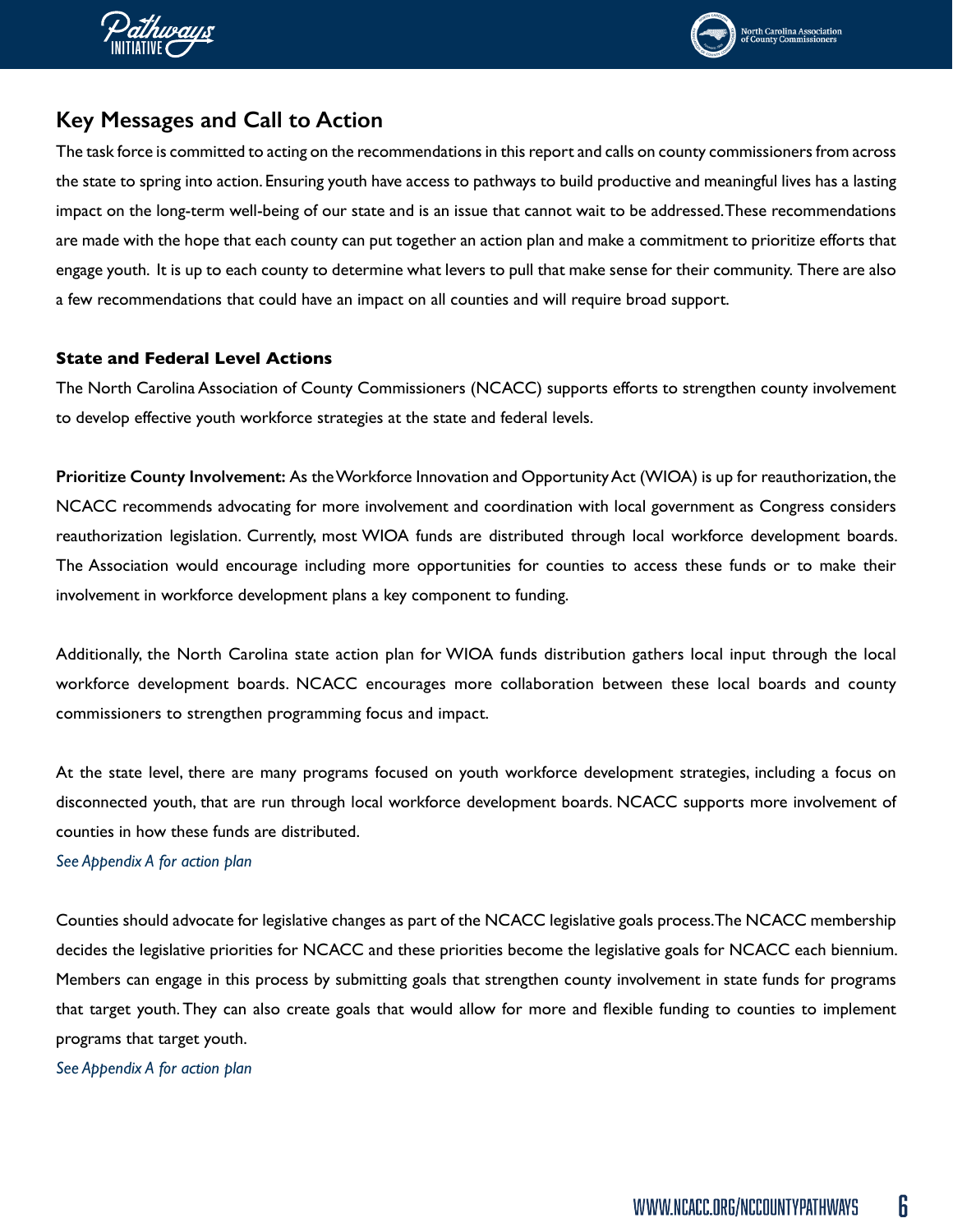## Key Messages and Call to Action

The task force is committed to acting on the recommendations in this report and calls on county commissioners from across the state to spring into action. Ensuring youth have access to pathways to build productive and meaningful lives has a lasting impact on the long-term well-being of our state and is an issue that cannot wait to be addressed. These recommendations are made with the hope that each county can put together an action plan and make a commitment to prioritize efforts that engage youth. It is up to each county to determine what levers to pull that make sense for their community. There are also a few recommendations that could have an impact on all counties and will require broad support.

### State and Federal Level Actions

The North Carolina Association of County Commissioners (NCACC) supports efforts to strengthen county involvement to develop effective youth workforce strategies at the state and federal levels.

**Prioritize County Involvement:** As the Workforce Innovation and Opportunity Act (WIOA) is up for reauthorization, the NCACC recommends advocating for more involvement and coordination with local government as Congress considers reauthorization legislation. Currently, most WIOA funds are distributed through local workforce development boards. The Association would encourage including more opportunities for counties to access these funds or to make their involvement in workforce development plans a key component to funding.

Additionally, the North Carolina state action plan for WIOA funds distribution gathers local input through the local workforce development boards. NCACC encourages more collaboration between these local boards and county commissioners to strengthen programming focus and impact.

At the state level, there are many programs focused on youth workforce development strategies, including a focus on disconnected youth, that are run through local workforce development boards. NCACC supports more involvement of counties in how these funds are distributed.

*See Appendix A for action plan*

Counties should advocate for legislative changes as part of the NCACC legislative goals process. The NCACC membership decides the legislative priorities for NCACC and these priorities become the legislative goals for NCACC each biennium. Members can engage in this process by submitting goals that strengthen county involvement in state funds for programs that target youth. They can also create goals that would allow for more and flexible funding to counties to implement programs that target youth.

*See Appendix A for action plan*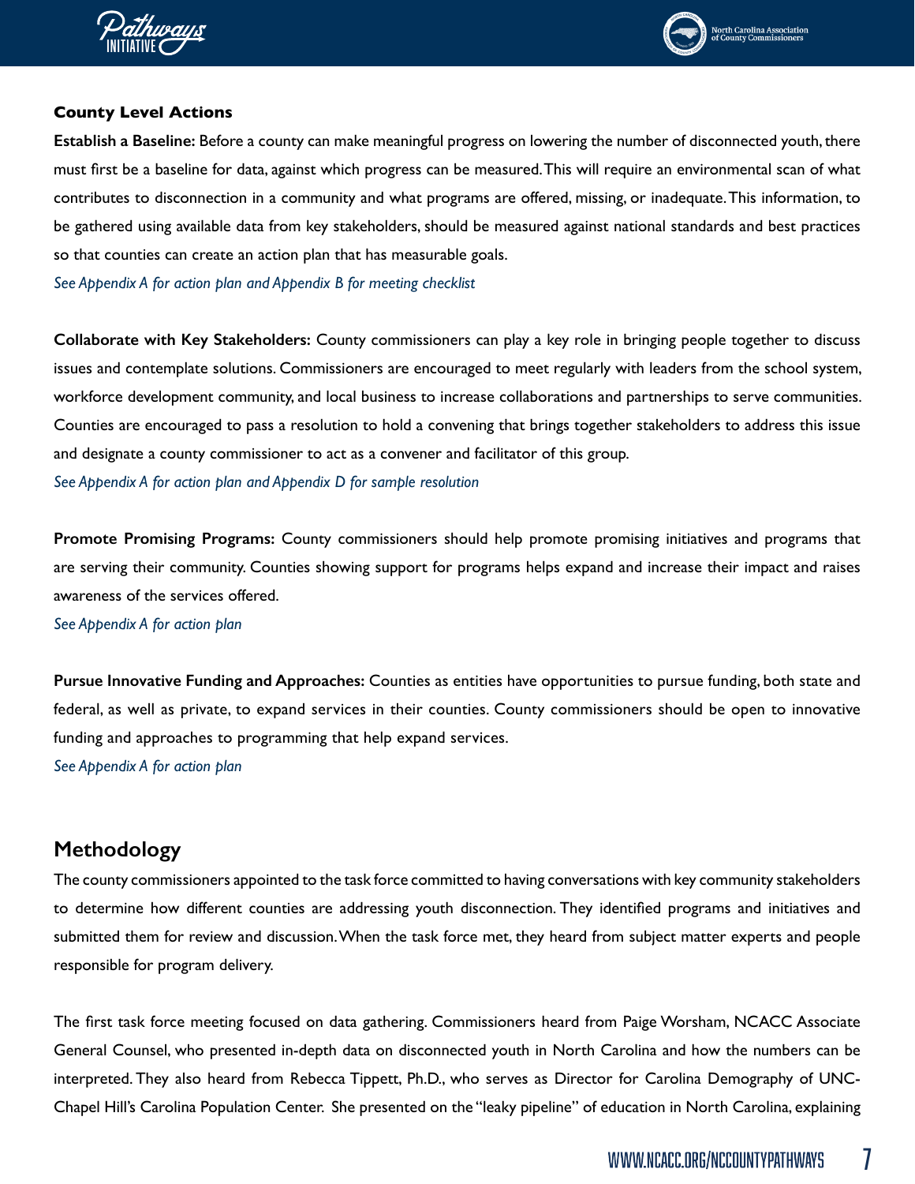### County Level Actions

**Establish a Baseline:** Before a county can make meaningful progress on lowering the number of disconnected youth, there must first be a baseline for data, against which progress can be measured. This will require an environmental scan of what contributes to disconnection in a community and what programs are offered, missing, or inadequate. This information, to be gathered using available data from key stakeholders, should be measured against national standards and best practices so that counties can create an action plan that has measurable goals.

*See Appendix A for action plan and Appendix B for meeting checklist*

**Collaborate with Key Stakeholders:** County commissioners can play a key role in bringing people together to discuss issues and contemplate solutions. Commissioners are encouraged to meet regularly with leaders from the school system, workforce development community, and local business to increase collaborations and partnerships to serve communities. Counties are encouraged to pass a resolution to hold a convening that brings together stakeholders to address this issue and designate a county commissioner to act as a convener and facilitator of this group.

*See Appendix A for action plan and Appendix D for sample resolution*

**Promote Promising Programs:** County commissioners should help promote promising initiatives and programs that are serving their community. Counties showing support for programs helps expand and increase their impact and raises awareness of the services offered.

*See Appendix A for action plan*

**Pursue Innovative Funding and Approaches:** Counties as entities have opportunities to pursue funding, both state and federal, as well as private, to expand services in their counties. County commissioners should be open to innovative funding and approaches to programming that help expand services.

*See Appendix A for action plan*

## Methodology

The county commissioners appointed to the task force committed to having conversations with key community stakeholders to determine how different counties are addressing youth disconnection. They identified programs and initiatives and submitted them for review and discussion. When the task force met, they heard from subject matter experts and people responsible for program delivery.

The first task force meeting focused on data gathering. Commissioners heard from Paige Worsham, NCACC Associate General Counsel, who presented in-depth data on disconnected youth in North Carolina and how the numbers can be interpreted. They also heard from Rebecca Tippett, Ph.D., who serves as Director for Carolina Demography of UNC-Chapel Hill's Carolina Population Center. She presented on the "leaky pipeline" of education in North Carolina, explaining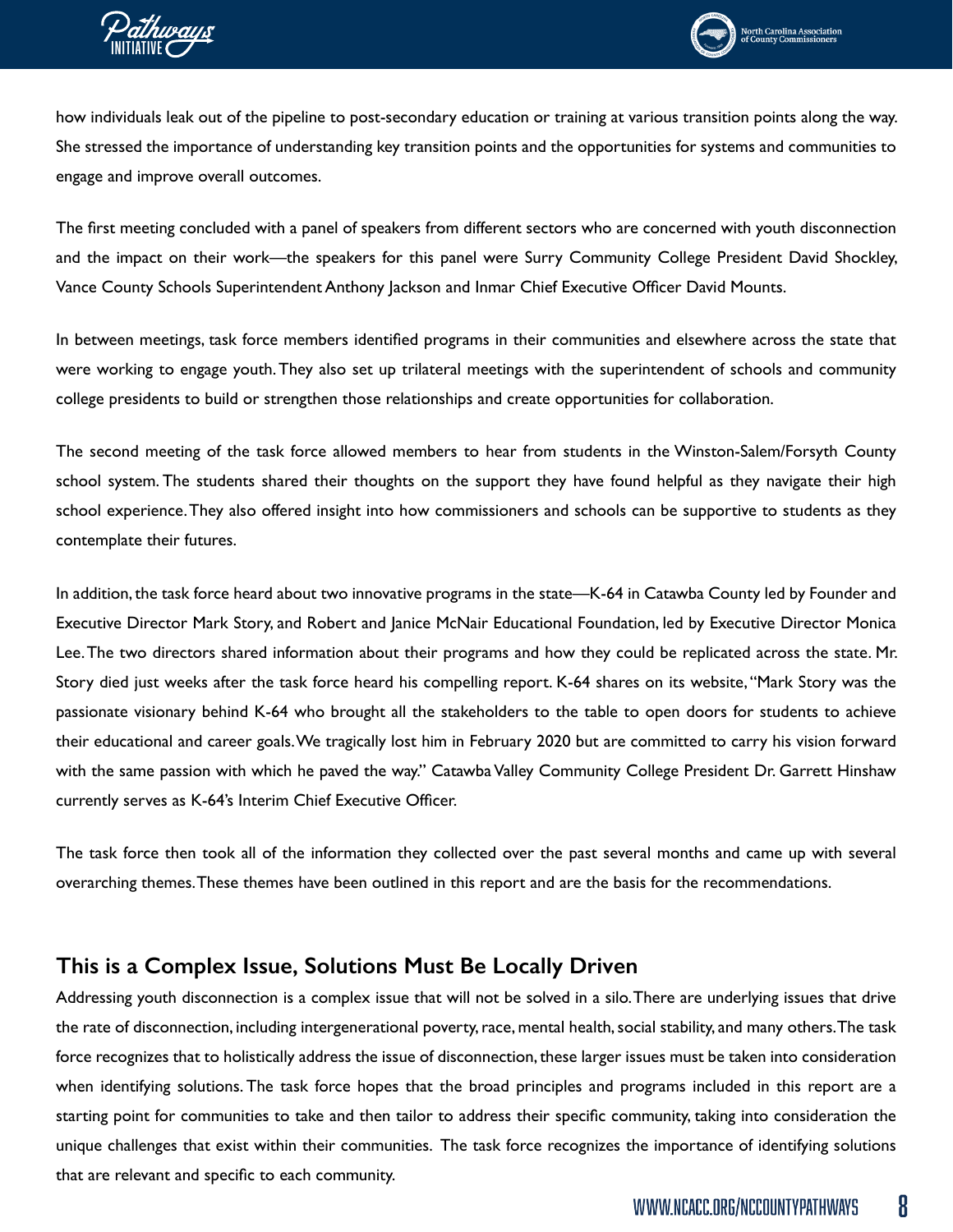how individuals leak out of the pipeline to post-secondary education or training at various transition points along the way. She stressed the importance of understanding key transition points and the opportunities for systems and communities to engage and improve overall outcomes.

The first meeting concluded with a panel of speakers from different sectors who are concerned with youth disconnection and the impact on their work—the speakers for this panel were Surry Community College President David Shockley, Vance County Schools Superintendent Anthony Jackson and Inmar Chief Executive Officer David Mounts.

In between meetings, task force members identified programs in their communities and elsewhere across the state that were working to engage youth. They also set up trilateral meetings with the superintendent of schools and community college presidents to build or strengthen those relationships and create opportunities for collaboration.

The second meeting of the task force allowed members to hear from students in the Winston-Salem/Forsyth County school system. The students shared their thoughts on the support they have found helpful as they navigate their high school experience. They also offered insight into how commissioners and schools can be supportive to students as they contemplate their futures.

In addition, the task force heard about two innovative programs in the state—K-64 in Catawba County led by Founder and Executive Director Mark Story, and Robert and Janice McNair Educational Foundation, led by Executive Director Monica Lee. The two directors shared information about their programs and how they could be replicated across the state. Mr. Story died just weeks after the task force heard his compelling report. K-64 shares on its website, "Mark Story was the passionate visionary behind K-64 who brought all the stakeholders to the table to open doors for students to achieve their educational and career goals. We tragically lost him in February 2020 but are committed to carry his vision forward with the same passion with which he paved the way." Catawba Valley Community College President Dr. Garrett Hinshaw currently serves as K-64's Interim Chief Executive Officer.

The task force then took all of the information they collected over the past several months and came up with several overarching themes. These themes have been outlined in this report and are the basis for the recommendations.

## This is a Complex Issue, Solutions Must Be Locally Driven

Addressing youth disconnection is a complex issue that will not be solved in a silo. There are underlying issues that drive the rate of disconnection, including intergenerational poverty, race, mental health, social stability, and many others. The task force recognizes that to holistically address the issue of disconnection, these larger issues must be taken into consideration when identifying solutions. The task force hopes that the broad principles and programs included in this report are a starting point for communities to take and then tailor to address their specific community, taking into consideration the unique challenges that exist within their communities. The task force recognizes the importance of identifying solutions that are relevant and specific to each community.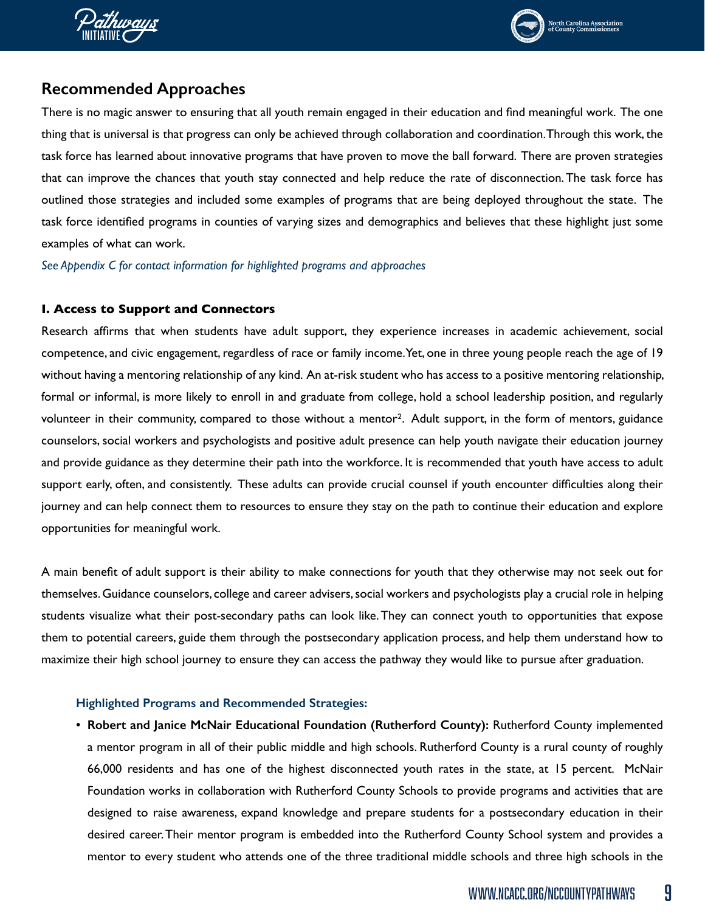## Recommended Approaches

There is no magic answer to ensuring that all youth remain engaged in their education and find meaningful work. The one thing that is universal is that progress can only be achieved through collaboration and coordination. Through this work, the task force has learned about innovative programs that have proven to move the ball forward. There are proven strategies that can improve the chances that youth stay connected and help reduce the rate of disconnection. The task force has outlined those strategies and included some examples of programs that are being deployed throughout the state. The task force identified programs in counties of varying sizes and demographics and believes that these highlight just some examples of what can work.

*See Appendix C for contact information for highlighted programs and approaches*

### I. Access to Support and Connectors

Research affirms that when students have adult support, they experience increases in academic achievement, social competence, and civic engagement, regardless of race or family income. Yet, one in three young people reach the age of 19 without having a mentoring relationship of any kind. An at-risk student who has access to a positive mentoring relationship, formal or informal, is more likely to enroll in and graduate from college, hold a school leadership position, and regularly volunteer in their community, compared to those without a mentor[2]. Adult support, in the form of mentors, guidance counselors, social workers and psychologists and positive adult presence can help youth navigate their education journey and provide guidance as they determine their path into the workforce. It is recommended that youth have access to adult support early, often, and consistently. These adults can provide crucial counsel if youth encounter difficulties along their journey and can help connect them to resources to ensure they stay on the path to continue their education and explore opportunities for meaningful work.

A main benefit of adult support is their ability to make connections for youth that they otherwise may not seek out for themselves. Guidance counselors, college and career advisers, social workers and psychologists play a crucial role in helping students visualize what their post-secondary paths can look like. They can connect youth to opportunities that expose them to potential careers, guide them through the postsecondary application process, and help them understand how to maximize their high school journey to ensure they can access the pathway they would like to pursue after graduation.

#### Highlighted Programs and Recommended Strategies:

- **Robert and Janice McNair Educational Foundation (Rutherford County):** Rutherford County implemented a mentor program in all of their public middle and high schools. Rutherford County is a rural county of roughly 66,000 residents and has one of the highest disconnected youth rates in the state, at 15 percent. McNair Foundation works in collaboration with Rutherford County Schools to provide programs and activities that are designed to raise awareness, expand knowledge and prepare students for a postsecondary education in their desired career. Their mentor program is embedded into the Rutherford County School system and provides a mentor to every student who attends one of the three traditional middle schools and three high schools in the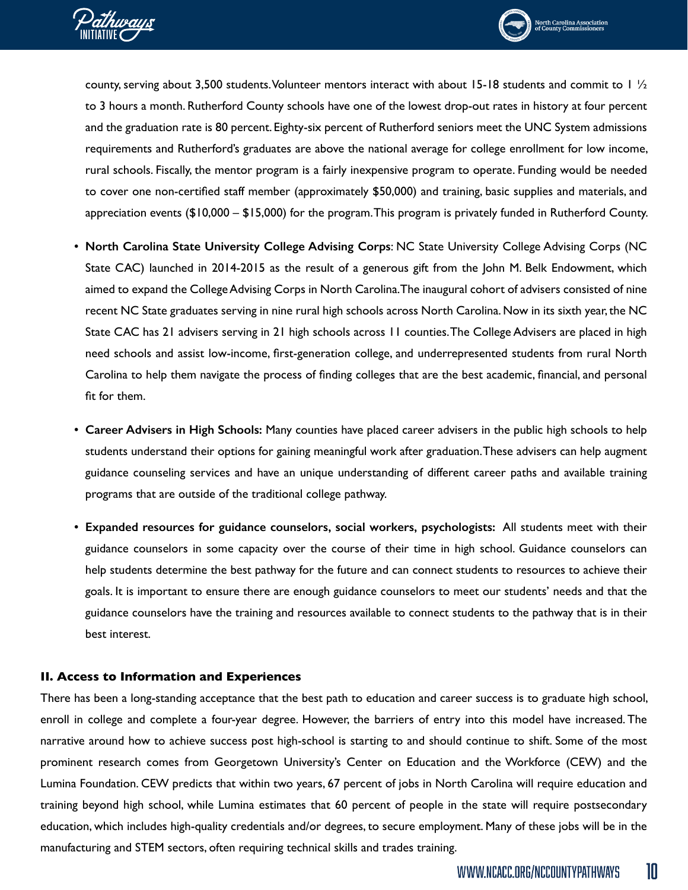county, serving about 3,500 students. Volunteer mentors interact with about 15-18 students and commit to 1 ½ to 3 hours a month. Rutherford County schools have one of the lowest drop-out rates in history at four percent and the graduation rate is 80 percent. Eighty-six percent of Rutherford seniors meet the UNC System admissions requirements and Rutherford's graduates are above the national average for college enrollment for low income, rural schools. Fiscally, the mentor program is a fairly inexpensive program to operate. Funding would be needed to cover one non-certified staff member (approximately $50,000) and training, basic supplies and materials, and appreciation events ($10,000 – $15,000) for the program. This program is privately funded in Rutherford County.

- **North Carolina State University College Advising Corps**: NC State University College Advising Corps (NC State CAC) launched in 2014-2015 as the result of a generous gift from the John M. Belk Endowment, which aimed to expand the College Advising Corps in North Carolina. The inaugural cohort of advisers consisted of nine recent NC State graduates serving in nine rural high schools across North Carolina. Now in its sixth year, the NC State CAC has 21 advisers serving in 21 high schools across 11 counties. The College Advisers are placed in high need schools and assist low-income, first-generation college, and underrepresented students from rural North Carolina to help them navigate the process of finding colleges that are the best academic, financial, and personal fit for them.

- **Career Advisers in High Schools:** Many counties have placed career advisers in the public high schools to help students understand their options for gaining meaningful work after graduation. These advisers can help augment guidance counseling services and have an unique understanding of different career paths and available training programs that are outside of the traditional college pathway.

- **Expanded resources for guidance counselors, social workers, psychologists:** All students meet with their guidance counselors in some capacity over the course of their time in high school. Guidance counselors can help students determine the best pathway for the future and can connect students to resources to achieve their goals. It is important to ensure there are enough guidance counselors to meet our students' needs and that the guidance counselors have the training and resources available to connect students to the pathway that is in their best interest.

### II. Access to Information and Experiences

There has been a long-standing acceptance that the best path to education and career success is to graduate high school, enroll in college and complete a four-year degree. However, the barriers of entry into this model have increased. The narrative around how to achieve success post high-school is starting to and should continue to shift. Some of the most prominent research comes from Georgetown University's Center on Education and the Workforce (CEW) and the Lumina Foundation. CEW predicts that within two years, 67 percent of jobs in North Carolina will require education and training beyond high school, while Lumina estimates that 60 percent of people in the state will require postsecondary education, which includes high-quality credentials and/or degrees, to secure employment. Many of these jobs will be in the manufacturing and STEM sectors, often requiring technical skills and trades training.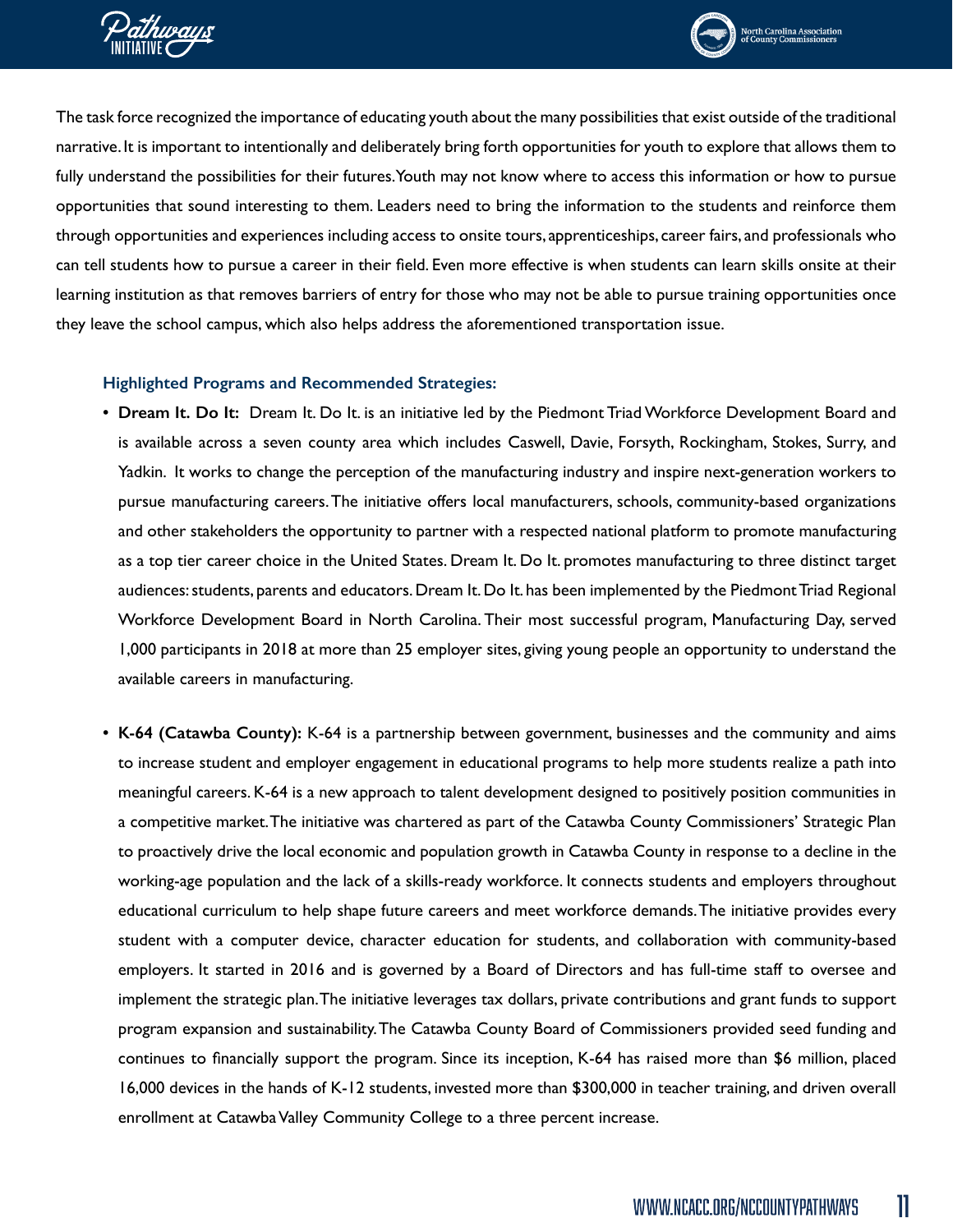The task force recognized the importance of educating youth about the many possibilities that exist outside of the traditional narrative. It is important to intentionally and deliberately bring forth opportunities for youth to explore that allows them to fully understand the possibilities for their futures. Youth may not know where to access this information or how to pursue opportunities that sound interesting to them. Leaders need to bring the information to the students and reinforce them through opportunities and experiences including access to onsite tours, apprenticeships, career fairs, and professionals who can tell students how to pursue a career in their field. Even more effective is when students can learn skills onsite at their learning institution as that removes barriers of entry for those who may not be able to pursue training opportunities once they leave the school campus, which also helps address the aforementioned transportation issue.

**Highlighted Programs and Recommended Strategies:**

- **Dream It. Do It:** Dream It. Do It. is an initiative led by the Piedmont Triad Workforce Development Board and is available across a seven county area which includes Caswell, Davie, Forsyth, Rockingham, Stokes, Surry, and Yadkin. It works to change the perception of the manufacturing industry and inspire next-generation workers to pursue manufacturing careers. The initiative offers local manufacturers, schools, community-based organizations and other stakeholders the opportunity to partner with a respected national platform to promote manufacturing as a top tier career choice in the United States. Dream It. Do It. promotes manufacturing to three distinct target audiences: students, parents and educators. Dream It. Do It. has been implemented by the Piedmont Triad Regional Workforce Development Board in North Carolina. Their most successful program, Manufacturing Day, served 1,000 participants in 2018 at more than 25 employer sites, giving young people an opportunity to understand the available careers in manufacturing.

- **K-64 (Catawba County):** K-64 is a partnership between government, businesses and the community and aims to increase student and employer engagement in educational programs to help more students realize a path into meaningful careers. K-64 is a new approach to talent development designed to positively position communities in a competitive market. The initiative was chartered as part of the Catawba County Commissioners' Strategic Plan to proactively drive the local economic and population growth in Catawba County in response to a decline in the working-age population and the lack of a skills-ready workforce. It connects students and employers throughout educational curriculum to help shape future careers and meet workforce demands. The initiative provides every student with a computer device, character education for students, and collaboration with community-based employers. It started in 2016 and is governed by a Board of Directors and has full-time staff to oversee and implement the strategic plan. The initiative leverages tax dollars, private contributions and grant funds to support program expansion and sustainability. The Catawba County Board of Commissioners provided seed funding and continues to financially support the program. Since its inception, K-64 has raised more than $6 million, placed 16,000 devices in the hands of K-12 students, invested more than $300,000 in teacher training, and driven overall enrollment at Catawba Valley Community College to a three percent increase.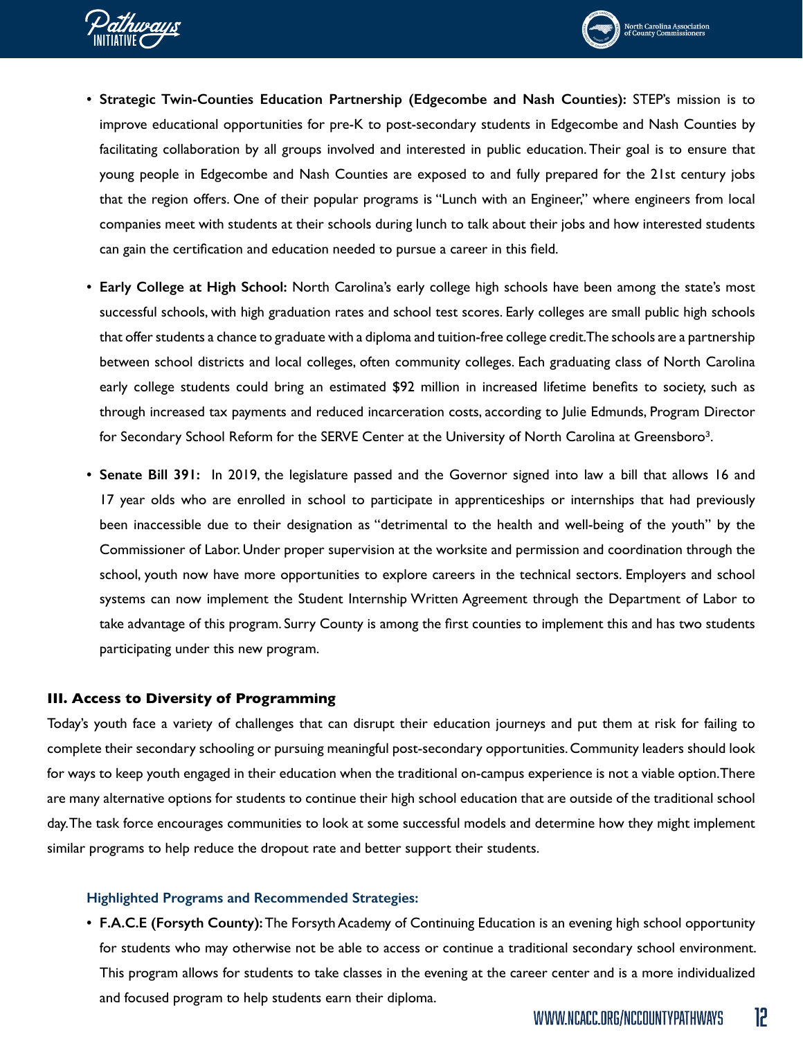- **Strategic Twin-Counties Education Partnership (Edgecombe and Nash Counties):** STEP's mission is to improve educational opportunities for pre-K to post-secondary students in Edgecombe and Nash Counties by facilitating collaboration by all groups involved and interested in public education. Their goal is to ensure that young people in Edgecombe and Nash Counties are exposed to and fully prepared for the 21st century jobs that the region offers. One of their popular programs is "Lunch with an Engineer," where engineers from local companies meet with students at their schools during lunch to talk about their jobs and how interested students can gain the certification and education needed to pursue a career in this field.

- **Early College at High School:** North Carolina's early college high schools have been among the state's most successful schools, with high graduation rates and school test scores. Early colleges are small public high schools that offer students a chance to graduate with a diploma and tuition-free college credit. The schools are a partnership between school districts and local colleges, often community colleges. Each graduating class of North Carolina early college students could bring an estimated $92 million in increased lifetime benefits to society, such as through increased tax payments and reduced incarceration costs, according to Julie Edmunds, Program Director for Secondary School Reform for the SERVE Center at the University of North Carolina at Greensboro[3].

- **Senate Bill 391:** In 2019, the legislature passed and the Governor signed into law a bill that allows 16 and 17 year olds who are enrolled in school to participate in apprenticeships or internships that had previously been inaccessible due to their designation as "detrimental to the health and well-being of the youth" by the Commissioner of Labor. Under proper supervision at the worksite and permission and coordination through the school, youth now have more opportunities to explore careers in the technical sectors. Employers and school systems can now implement the Student Internship Written Agreement through the Department of Labor to take advantage of this program. Surry County is among the first counties to implement this and has two students participating under this new program.

### III. Access to Diversity of Programming

Today's youth face a variety of challenges that can disrupt their education journeys and put them at risk for failing to complete their secondary schooling or pursuing meaningful post-secondary opportunities. Community leaders should look for ways to keep youth engaged in their education when the traditional on-campus experience is not a viable option. There are many alternative options for students to continue their high school education that are outside of the traditional school day. The task force encourages communities to look at some successful models and determine how they might implement similar programs to help reduce the dropout rate and better support their students.

#### Highlighted Programs and Recommended Strategies:

- **F.A.C.E (Forsyth County):** The Forsyth Academy of Continuing Education is an evening high school opportunity for students who may otherwise not be able to access or continue a traditional secondary school environment. This program allows for students to take classes in the evening at the career center and is a more individualized and focused program to help students earn their diploma.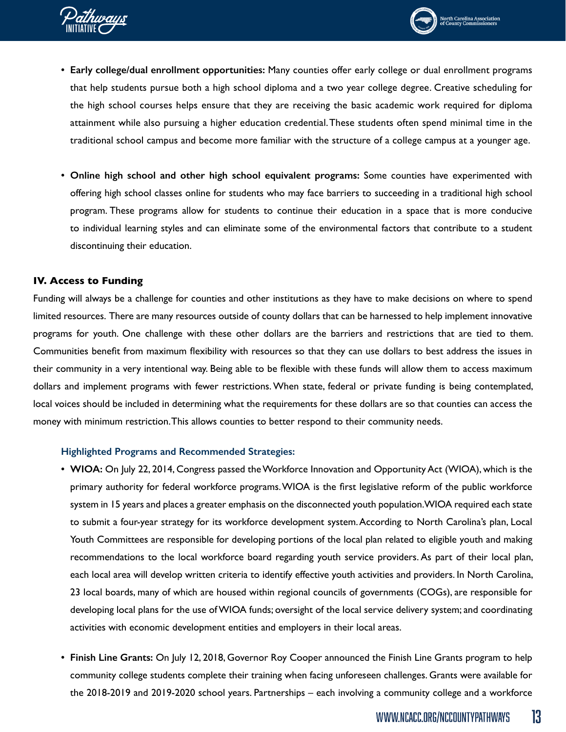- **Early college/dual enrollment opportunities:** Many counties offer early college or dual enrollment programs that help students pursue both a high school diploma and a two year college degree. Creative scheduling for the high school courses helps ensure that they are receiving the basic academic work required for diploma attainment while also pursuing a higher education credential. These students often spend minimal time in the traditional school campus and become more familiar with the structure of a college campus at a younger age.

- **Online high school and other high school equivalent programs:** Some counties have experimented with offering high school classes online for students who may face barriers to succeeding in a traditional high school program. These programs allow for students to continue their education in a space that is more conducive to individual learning styles and can eliminate some of the environmental factors that contribute to a student discontinuing their education.

### IV. Access to Funding

Funding will always be a challenge for counties and other institutions as they have to make decisions on where to spend limited resources. There are many resources outside of county dollars that can be harnessed to help implement innovative programs for youth. One challenge with these other dollars are the barriers and restrictions that are tied to them. Communities benefit from maximum flexibility with resources so that they can use dollars to best address the issues in their community in a very intentional way. Being able to be flexible with these funds will allow them to access maximum dollars and implement programs with fewer restrictions. When state, federal or private funding is being contemplated, local voices should be included in determining what the requirements for these dollars are so that counties can access the money with minimum restriction. This allows counties to better respond to their community needs.

#### Highlighted Programs and Recommended Strategies:

- **WIOA:** On July 22, 2014, Congress passed the Workforce Innovation and Opportunity Act (WIOA), which is the primary authority for federal workforce programs. WIOA is the first legislative reform of the public workforce system in 15 years and places a greater emphasis on the disconnected youth population. WIOA required each state to submit a four-year strategy for its workforce development system. According to North Carolina's plan, Local Youth Committees are responsible for developing portions of the local plan related to eligible youth and making recommendations to the local workforce board regarding youth service providers. As part of their local plan, each local area will develop written criteria to identify effective youth activities and providers. In North Carolina, 23 local boards, many of which are housed within regional councils of governments (COGs), are responsible for developing local plans for the use of WIOA funds; oversight of the local service delivery system; and coordinating activities with economic development entities and employers in their local areas.

- **Finish Line Grants:** On July 12, 2018, Governor Roy Cooper announced the Finish Line Grants program to help community college students complete their training when facing unforeseen challenges. Grants were available for the 2018-2019 and 2019-2020 school years. Partnerships – each involving a community college and a workforce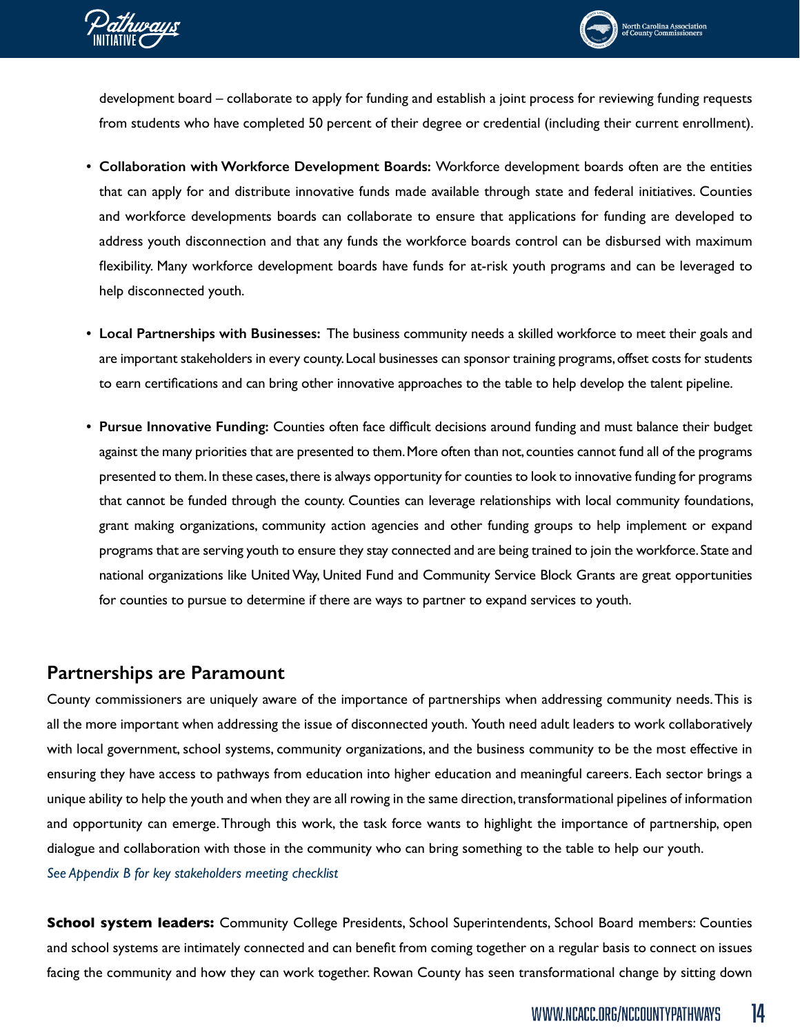development board – collaborate to apply for funding and establish a joint process for reviewing funding requests from students who have completed 50 percent of their degree or credential (including their current enrollment).

- **Collaboration with Workforce Development Boards:** Workforce development boards often are the entities that can apply for and distribute innovative funds made available through state and federal initiatives. Counties and workforce developments boards can collaborate to ensure that applications for funding are developed to address youth disconnection and that any funds the workforce boards control can be disbursed with maximum flexibility. Many workforce development boards have funds for at-risk youth programs and can be leveraged to help disconnected youth.

- **Local Partnerships with Businesses:** The business community needs a skilled workforce to meet their goals and are important stakeholders in every county. Local businesses can sponsor training programs, offset costs for students to earn certifications and can bring other innovative approaches to the table to help develop the talent pipeline.

- **Pursue Innovative Funding:** Counties often face difficult decisions around funding and must balance their budget against the many priorities that are presented to them. More often than not, counties cannot fund all of the programs presented to them. In these cases, there is always opportunity for counties to look to innovative funding for programs that cannot be funded through the county. Counties can leverage relationships with local community foundations, grant making organizations, community action agencies and other funding groups to help implement or expand programs that are serving youth to ensure they stay connected and are being trained to join the workforce. State and national organizations like United Way, United Fund and Community Service Block Grants are great opportunities for counties to pursue to determine if there are ways to partner to expand services to youth.

## Partnerships are Paramount

County commissioners are uniquely aware of the importance of partnerships when addressing community needs. This is all the more important when addressing the issue of disconnected youth. Youth need adult leaders to work collaboratively with local government, school systems, community organizations, and the business community to be the most effective in ensuring they have access to pathways from education into higher education and meaningful careers. Each sector brings a unique ability to help the youth and when they are all rowing in the same direction, transformational pipelines of information and opportunity can emerge. Through this work, the task force wants to highlight the importance of partnership, open dialogue and collaboration with those in the community who can bring something to the table to help our youth.

*See Appendix B for key stakeholders meeting checklist*

**School system leaders:** Community College Presidents, School Superintendents, School Board members: Counties and school systems are intimately connected and can benefit from coming together on a regular basis to connect on issues facing the community and how they can work together. Rowan County has seen transformational change by sitting down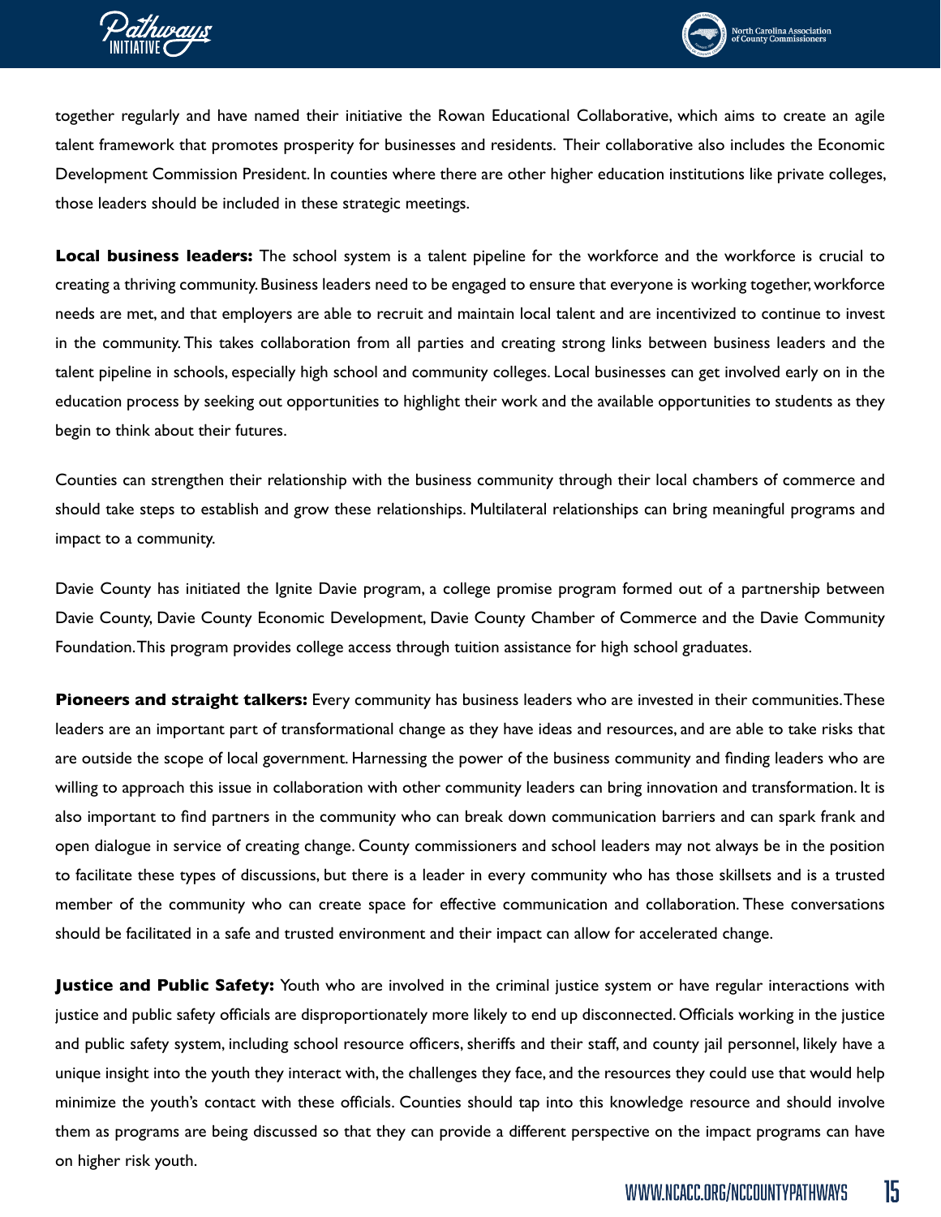together regularly and have named their initiative the Rowan Educational Collaborative, which aims to create an agile talent framework that promotes prosperity for businesses and residents. Their collaborative also includes the Economic Development Commission President. In counties where there are other higher education institutions like private colleges, those leaders should be included in these strategic meetings.

**Local business leaders:** The school system is a talent pipeline for the workforce and the workforce is crucial to creating a thriving community. Business leaders need to be engaged to ensure that everyone is working together, workforce needs are met, and that employers are able to recruit and maintain local talent and are incentivized to continue to invest in the community. This takes collaboration from all parties and creating strong links between business leaders and the talent pipeline in schools, especially high school and community colleges. Local businesses can get involved early on in the education process by seeking out opportunities to highlight their work and the available opportunities to students as they begin to think about their futures.

Counties can strengthen their relationship with the business community through their local chambers of commerce and should take steps to establish and grow these relationships. Multilateral relationships can bring meaningful programs and impact to a community.

Davie County has initiated the Ignite Davie program, a college promise program formed out of a partnership between Davie County, Davie County Economic Development, Davie County Chamber of Commerce and the Davie Community Foundation. This program provides college access through tuition assistance for high school graduates.

**Pioneers and straight talkers:** Every community has business leaders who are invested in their communities. These leaders are an important part of transformational change as they have ideas and resources, and are able to take risks that are outside the scope of local government. Harnessing the power of the business community and finding leaders who are willing to approach this issue in collaboration with other community leaders can bring innovation and transformation. It is also important to find partners in the community who can break down communication barriers and can spark frank and open dialogue in service of creating change. County commissioners and school leaders may not always be in the position to facilitate these types of discussions, but there is a leader in every community who has those skillsets and is a trusted member of the community who can create space for effective communication and collaboration. These conversations should be facilitated in a safe and trusted environment and their impact can allow for accelerated change.

**Justice and Public Safety:** Youth who are involved in the criminal justice system or have regular interactions with justice and public safety officials are disproportionately more likely to end up disconnected. Officials working in the justice and public safety system, including school resource officers, sheriffs and their staff, and county jail personnel, likely have a unique insight into the youth they interact with, the challenges they face, and the resources they could use that would help minimize the youth's contact with these officials. Counties should tap into this knowledge resource and should involve them as programs are being discussed so that they can provide a different perspective on the impact programs can have on higher risk youth.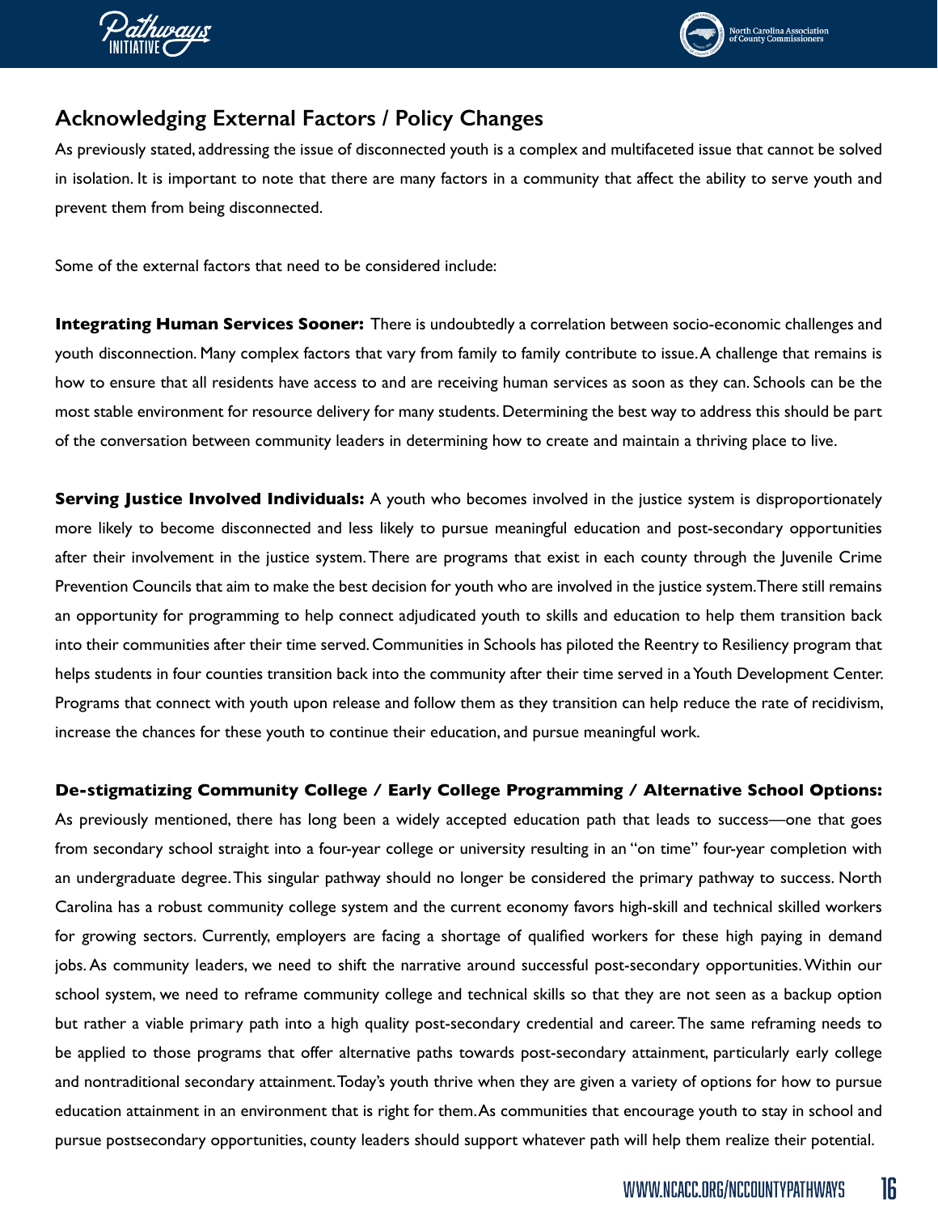## Acknowledging External Factors / Policy Changes

As previously stated, addressing the issue of disconnected youth is a complex and multifaceted issue that cannot be solved in isolation. It is important to note that there are many factors in a community that affect the ability to serve youth and prevent them from being disconnected.

Some of the external factors that need to be considered include:

**Integrating Human Services Sooner:** There is undoubtedly a correlation between socio-economic challenges and youth disconnection. Many complex factors that vary from family to family contribute to issue. A challenge that remains is how to ensure that all residents have access to and are receiving human services as soon as they can. Schools can be the most stable environment for resource delivery for many students. Determining the best way to address this should be part of the conversation between community leaders in determining how to create and maintain a thriving place to live.

**Serving Justice Involved Individuals:** A youth who becomes involved in the justice system is disproportionately more likely to become disconnected and less likely to pursue meaningful education and post-secondary opportunities after their involvement in the justice system. There are programs that exist in each county through the Juvenile Crime Prevention Councils that aim to make the best decision for youth who are involved in the justice system. There still remains an opportunity for programming to help connect adjudicated youth to skills and education to help them transition back into their communities after their time served. Communities in Schools has piloted the Reentry to Resiliency program that helps students in four counties transition back into the community after their time served in a Youth Development Center. Programs that connect with youth upon release and follow them as they transition can help reduce the rate of recidivism, increase the chances for these youth to continue their education, and pursue meaningful work.

**De-stigmatizing Community College / Early College Programming / Alternative School Options:** As previously mentioned, there has long been a widely accepted education path that leads to success—one that goes from secondary school straight into a four-year college or university resulting in an "on time" four-year completion with an undergraduate degree. This singular pathway should no longer be considered the primary pathway to success. North Carolina has a robust community college system and the current economy favors high-skill and technical skilled workers for growing sectors. Currently, employers are facing a shortage of qualified workers for these high paying in demand jobs. As community leaders, we need to shift the narrative around successful post-secondary opportunities. Within our school system, we need to reframe community college and technical skills so that they are not seen as a backup option but rather a viable primary path into a high quality post-secondary credential and career. The same reframing needs to be applied to those programs that offer alternative paths towards post-secondary attainment, particularly early college and nontraditional secondary attainment. Today's youth thrive when they are given a variety of options for how to pursue education attainment in an environment that is right for them. As communities that encourage youth to stay in school and pursue postsecondary opportunities, county leaders should support whatever path will help them realize their potential.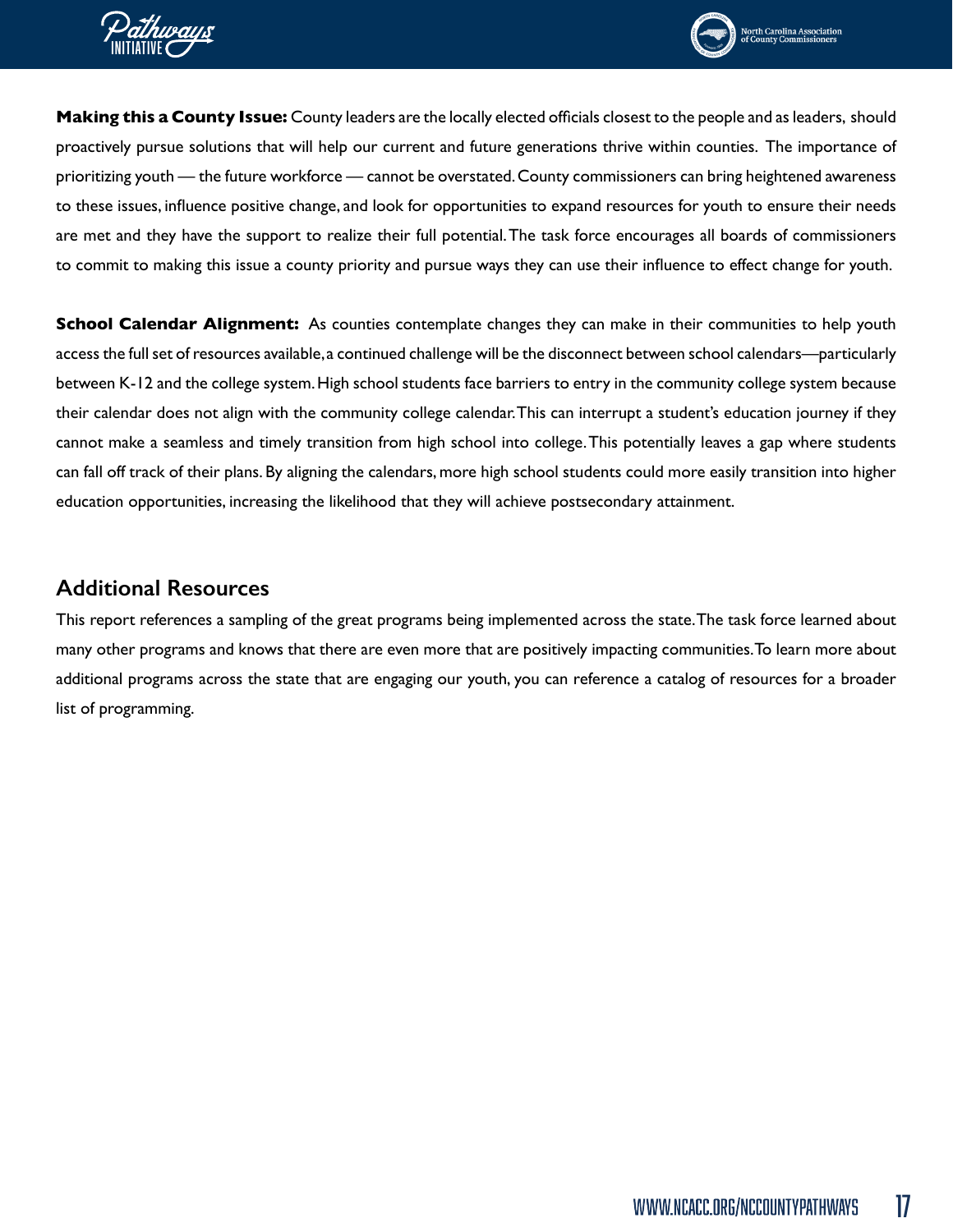**Making this a County Issue:** County leaders are the locally elected officials closest to the people and as leaders, should proactively pursue solutions that will help our current and future generations thrive within counties. The importance of prioritizing youth — the future workforce — cannot be overstated. County commissioners can bring heightened awareness to these issues, influence positive change, and look for opportunities to expand resources for youth to ensure their needs are met and they have the support to realize their full potential. The task force encourages all boards of commissioners to commit to making this issue a county priority and pursue ways they can use their influence to effect change for youth.

**School Calendar Alignment:** As counties contemplate changes they can make in their communities to help youth access the full set of resources available, a continued challenge will be the disconnect between school calendars—particularly between K-12 and the college system. High school students face barriers to entry in the community college system because their calendar does not align with the community college calendar. This can interrupt a student's education journey if they cannot make a seamless and timely transition from high school into college. This potentially leaves a gap where students can fall off track of their plans. By aligning the calendars, more high school students could more easily transition into higher education opportunities, increasing the likelihood that they will achieve postsecondary attainment.

## Additional Resources

This report references a sampling of the great programs being implemented across the state. The task force learned about many other programs and knows that there are even more that are positively impacting communities. To learn more about additional programs across the state that are engaging our youth, you can reference a catalog of resources for a broader list of programming.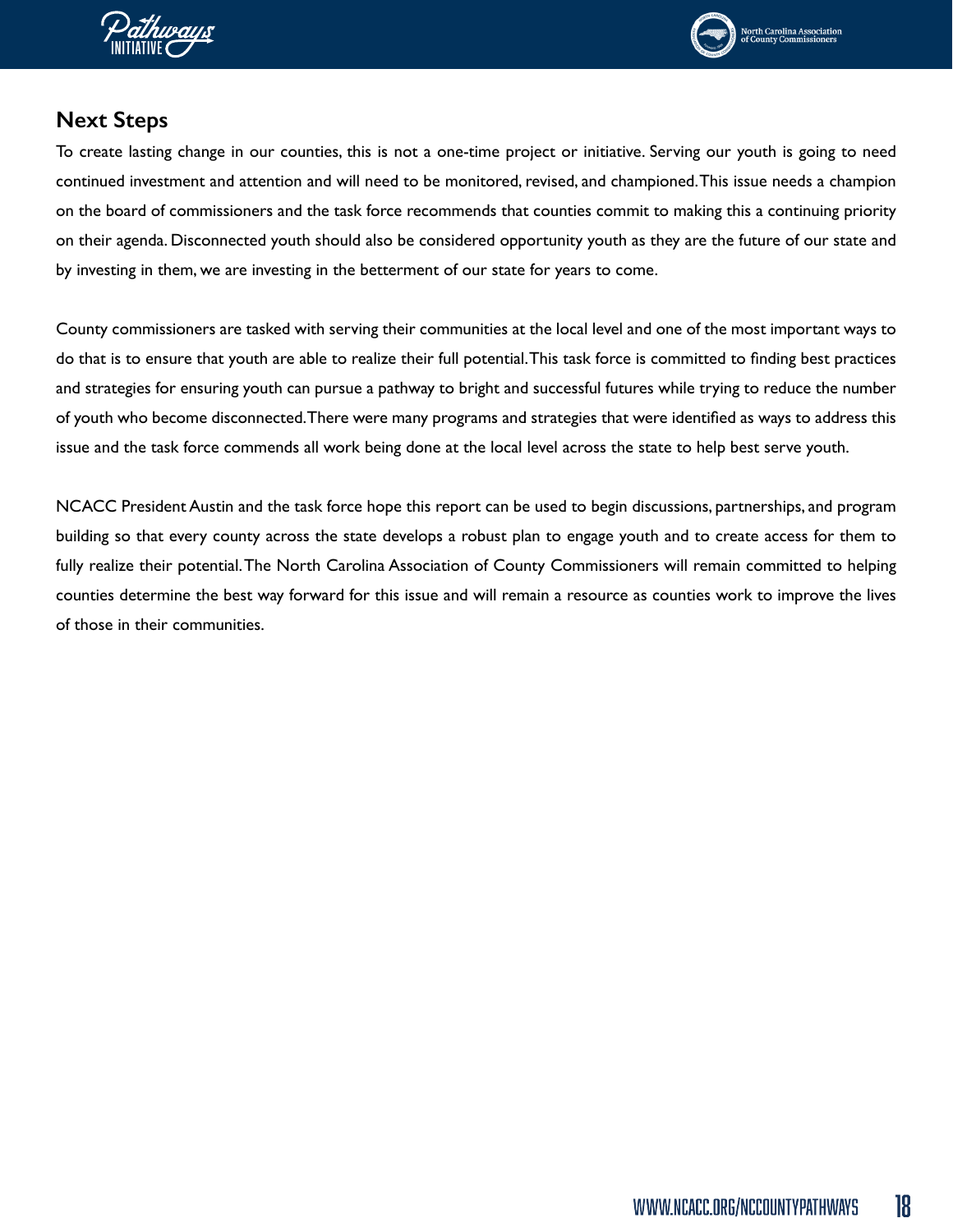## Next Steps

To create lasting change in our counties, this is not a one-time project or initiative. Serving our youth is going to need continued investment and attention and will need to be monitored, revised, and championed. This issue needs a champion on the board of commissioners and the task force recommends that counties commit to making this a continuing priority on their agenda. Disconnected youth should also be considered opportunity youth as they are the future of our state and by investing in them, we are investing in the betterment of our state for years to come.

County commissioners are tasked with serving their communities at the local level and one of the most important ways to do that is to ensure that youth are able to realize their full potential. This task force is committed to finding best practices and strategies for ensuring youth can pursue a pathway to bright and successful futures while trying to reduce the number of youth who become disconnected. There were many programs and strategies that were identified as ways to address this issue and the task force commends all work being done at the local level across the state to help best serve youth.

NCACC President Austin and the task force hope this report can be used to begin discussions, partnerships, and program building so that every county across the state develops a robust plan to engage youth and to create access for them to fully realize their potential. The North Carolina Association of County Commissioners will remain committed to helping counties determine the best way forward for this issue and will remain a resource as counties work to improve the lives of those in their communities.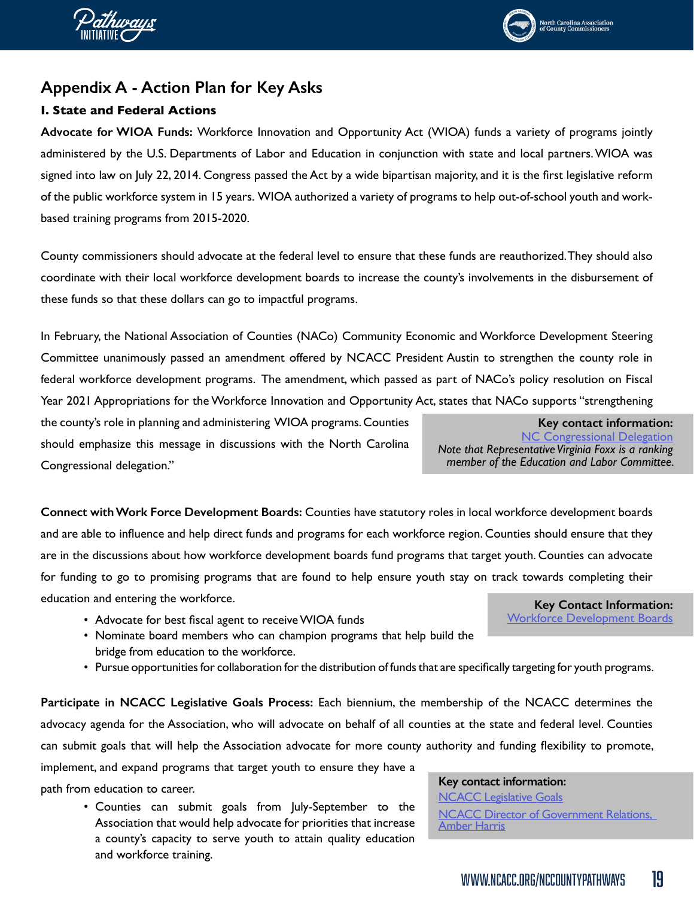## Appendix A - Action Plan for Key Asks

### I. State and Federal Actions

**Advocate for WIOA Funds:** Workforce Innovation and Opportunity Act (WIOA) funds a variety of programs jointly administered by the U.S. Departments of Labor and Education in conjunction with state and local partners. WIOA was signed into law on July 22, 2014. Congress passed the Act by a wide bipartisan majority, and it is the first legislative reform of the public workforce system in 15 years. WIOA authorized a variety of programs to help out-of-school youth and work-based training programs from 2015-2020.

County commissioners should advocate at the federal level to ensure that these funds are reauthorized. They should also coordinate with their local workforce development boards to increase the county's involvements in the disbursement of these funds so that these dollars can go to impactful programs.

In February, the National Association of Counties (NACo) Community Economic and Workforce Development Steering Committee unanimously passed an amendment offered by NCACC President Austin to strengthen the county role in federal workforce development programs. The amendment, which passed as part of NACo's policy resolution on Fiscal Year 2021 Appropriations for the Workforce Innovation and Opportunity Act, states that NACo supports "strengthening the county's role in planning and administering WIOA programs. Counties should emphasize this message in discussions with the North Carolina Congressional delegation."

> **Key contact information:**
> NC Congressional Delegation
> *Note that Representative Virginia Foxx is a ranking member of the Education and Labor Committee.*

**Connect with Work Force Development Boards:** Counties have statutory roles in local workforce development boards and are able to influence and help direct funds and programs for each workforce region. Counties should ensure that they are in the discussions about how workforce development boards fund programs that target youth. Counties can advocate for funding to go to promising programs that are found to help ensure youth stay on track towards completing their education and entering the workforce.

- Advocate for best fiscal agent to receive WIOA funds
- Nominate board members who can champion programs that help build the bridge from education to the workforce.
- Pursue opportunities for collaboration for the distribution of funds that are specifically targeting for youth programs.

> **Key Contact Information:**
> Workforce Development Boards

**Participate in NCACC Legislative Goals Process:** Each biennium, the membership of the NCACC determines the advocacy agenda for the Association, who will advocate on behalf of all counties at the state and federal level. Counties can submit goals that will help the Association advocate for more county authority and funding flexibility to promote, implement, and expand programs that target youth to ensure they have a path from education to career.

- Counties can submit goals from July-September to the Association that would help advocate for priorities that increase a county's capacity to serve youth to attain quality education and workforce training.

> **Key contact information:**
> NCACC Legislative Goals
> NCACC Director of Government Relations, Amber Harris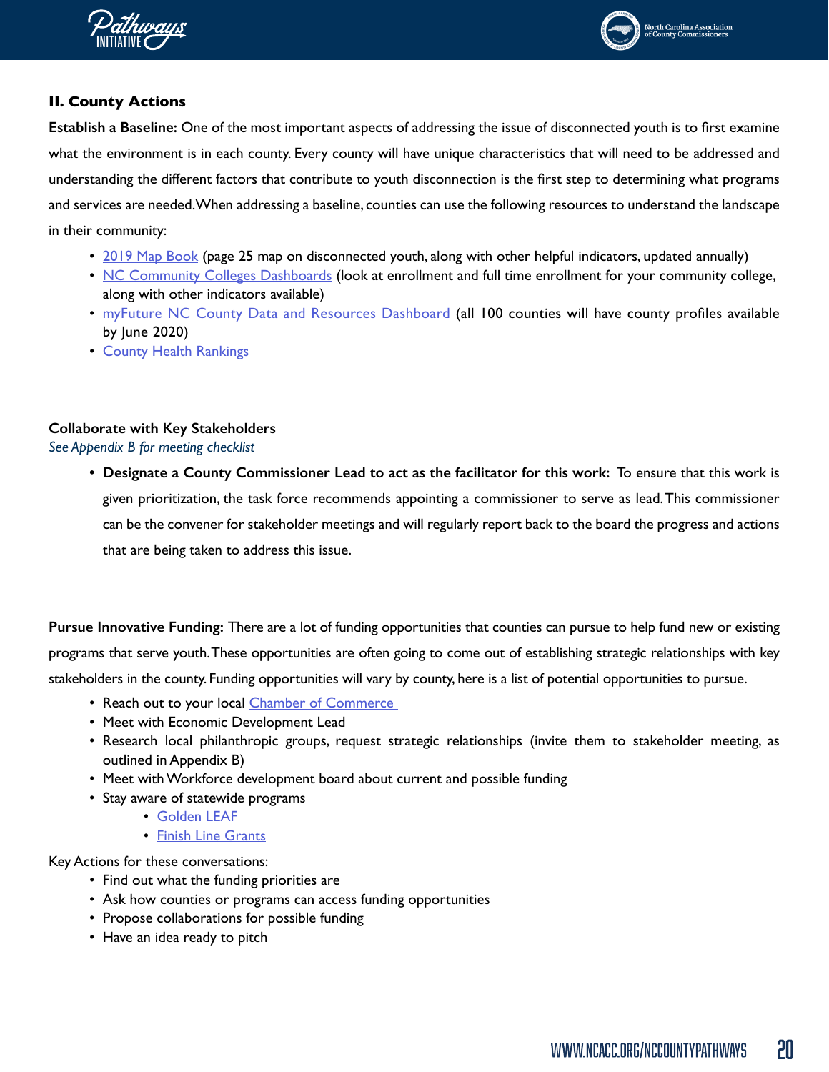## II. County Actions

**Establish a Baseline:** One of the most important aspects of addressing the issue of disconnected youth is to first examine what the environment is in each county. Every county will have unique characteristics that will need to be addressed and understanding the different factors that contribute to youth disconnection is the first step to determining what programs and services are needed. When addressing a baseline, counties can use the following resources to understand the landscape in their community:

- 2019 Map Book (page 25 map on disconnected youth, along with other helpful indicators, updated annually)
- NC Community Colleges Dashboards (look at enrollment and full time enrollment for your community college, along with other indicators available)
- myFuture NC County Data and Resources Dashboard (all 100 counties will have county profiles available by June 2020)
- County Health Rankings

**Collaborate with Key Stakeholders**
*See Appendix B for meeting checklist*

- **Designate a County Commissioner Lead to act as the facilitator for this work:** To ensure that this work is given prioritization, the task force recommends appointing a commissioner to serve as lead. This commissioner can be the convener for stakeholder meetings and will regularly report back to the board the progress and actions that are being taken to address this issue.

**Pursue Innovative Funding:** There are a lot of funding opportunities that counties can pursue to help fund new or existing programs that serve youth. These opportunities are often going to come out of establishing strategic relationships with key stakeholders in the county. Funding opportunities will vary by county, here is a list of potential opportunities to pursue.

- Reach out to your local Chamber of Commerce
- Meet with Economic Development Lead
- Research local philanthropic groups, request strategic relationships (invite them to stakeholder meeting, as outlined in Appendix B)
- Meet with Workforce development board about current and possible funding
- Stay aware of statewide programs
    - Golden LEAF
    - Finish Line Grants

Key Actions for these conversations:

- Find out what the funding priorities are
- Ask how counties or programs can access funding opportunities
- Propose collaborations for possible funding
- Have an idea ready to pitch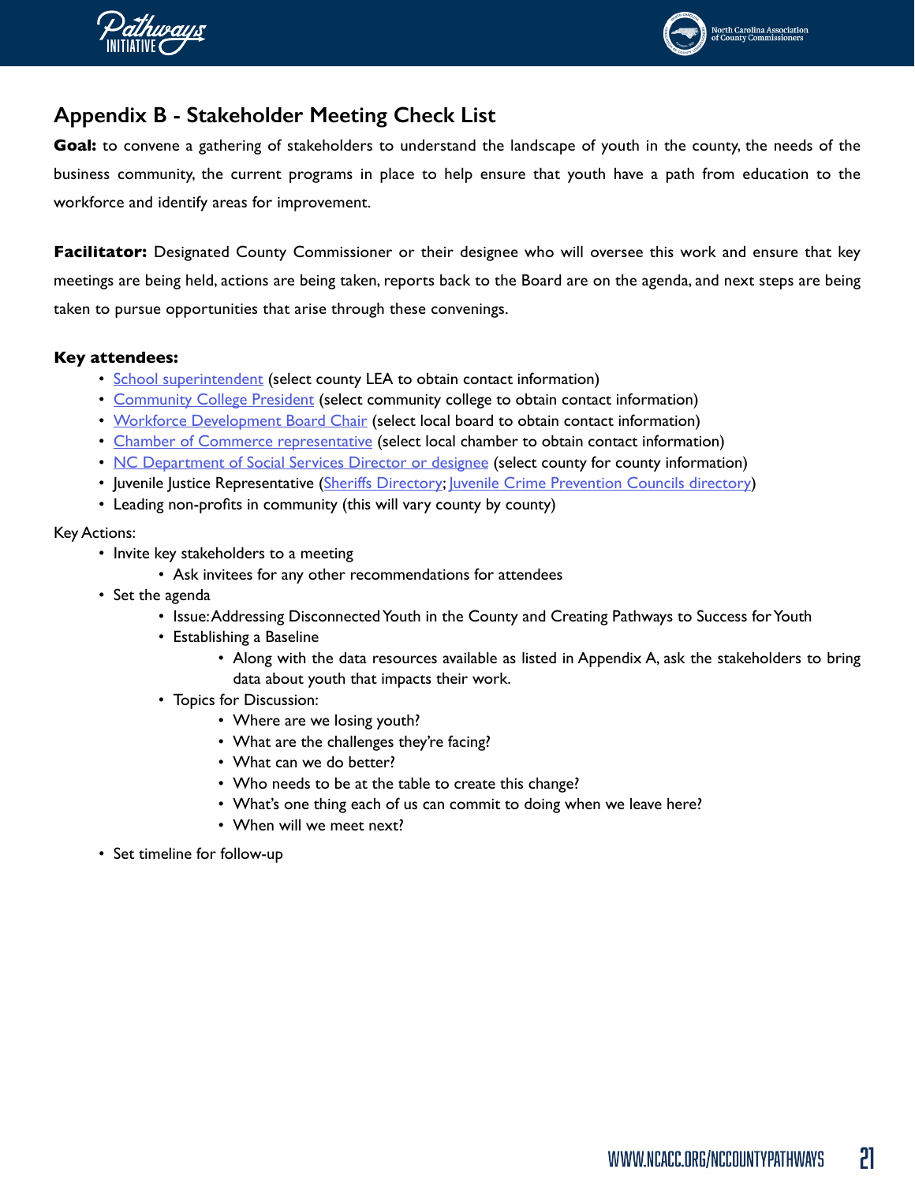## Appendix B - Stakeholder Meeting Check List

**Goal:** to convene a gathering of stakeholders to understand the landscape of youth in the county, the needs of the business community, the current programs in place to help ensure that youth have a path from education to the workforce and identify areas for improvement.

**Facilitator:** Designated County Commissioner or their designee who will oversee this work and ensure that key meetings are being held, actions are being taken, reports back to the Board are on the agenda, and next steps are being taken to pursue opportunities that arise through these convenings.

**Key attendees:**

- School superintendent (select county LEA to obtain contact information)
- Community College President (select community college to obtain contact information)
- Workforce Development Board Chair (select local board to obtain contact information)
- Chamber of Commerce representative (select local chamber to obtain contact information)
- NC Department of Social Services Director or designee (select county for county information)
- Juvenile Justice Representative (Sheriffs Directory; Juvenile Crime Prevention Councils directory)
- Leading non-profits in community (this will vary county by county)

Key Actions:

- Invite key stakeholders to a meeting
  - Ask invitees for any other recommendations for attendees
- Set the agenda
  - Issue: Addressing Disconnected Youth in the County and Creating Pathways to Success for Youth
  - Establishing a Baseline
    - Along with the data resources available as listed in Appendix A, ask the stakeholders to bring data about youth that impacts their work.
  - Topics for Discussion:
    - Where are we losing youth?
    - What are the challenges they're facing?
    - What can we do better?
    - Who needs to be at the table to create this change?
    - What's one thing each of us can commit to doing when we leave here?
    - When will we meet next?
- Set timeline for follow-up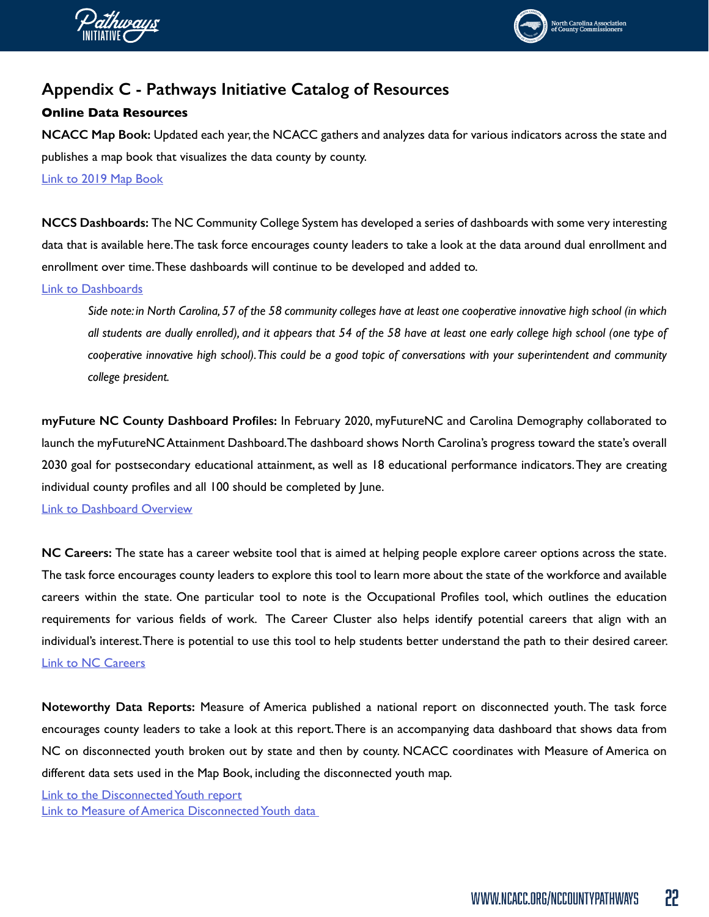# Appendix C - Pathways Initiative Catalog of Resources

## Online Data Resources

**NCACC Map Book:** Updated each year, the NCACC gathers and analyzes data for various indicators across the state and publishes a map book that visualizes the data county by county.

Link to 2019 Map Book

**NCCS Dashboards:** The NC Community College System has developed a series of dashboards with some very interesting data that is available here. The task force encourages county leaders to take a look at the data around dual enrollment and enrollment over time. These dashboards will continue to be developed and added to.

Link to Dashboards

> *Side note: in North Carolina, 57 of the 58 community colleges have at least one cooperative innovative high school (in which all students are dually enrolled), and it appears that 54 of the 58 have at least one early college high school (one type of cooperative innovative high school). This could be a good topic of conversations with your superintendent and community college president.*

**myFuture NC County Dashboard Profiles:** In February 2020, myFutureNC and Carolina Demography collaborated to launch the myFutureNC Attainment Dashboard. The dashboard shows North Carolina's progress toward the state's overall 2030 goal for postsecondary educational attainment, as well as 18 educational performance indicators. They are creating individual county profiles and all 100 should be completed by June.

Link to Dashboard Overview

**NC Careers:** The state has a career website tool that is aimed at helping people explore career options across the state. The task force encourages county leaders to explore this tool to learn more about the state of the workforce and available careers within the state. One particular tool to note is the Occupational Profiles tool, which outlines the education requirements for various fields of work. The Career Cluster also helps identify potential careers that align with an individual's interest. There is potential to use this tool to help students better understand the path to their desired career.

Link to NC Careers

**Noteworthy Data Reports:** Measure of America published a national report on disconnected youth. The task force encourages county leaders to take a look at this report. There is an accompanying data dashboard that shows data from NC on disconnected youth broken out by state and then by county. NCACC coordinates with Measure of America on different data sets used in the Map Book, including the disconnected youth map.

Link to the Disconnected Youth report
Link to Measure of America Disconnected Youth data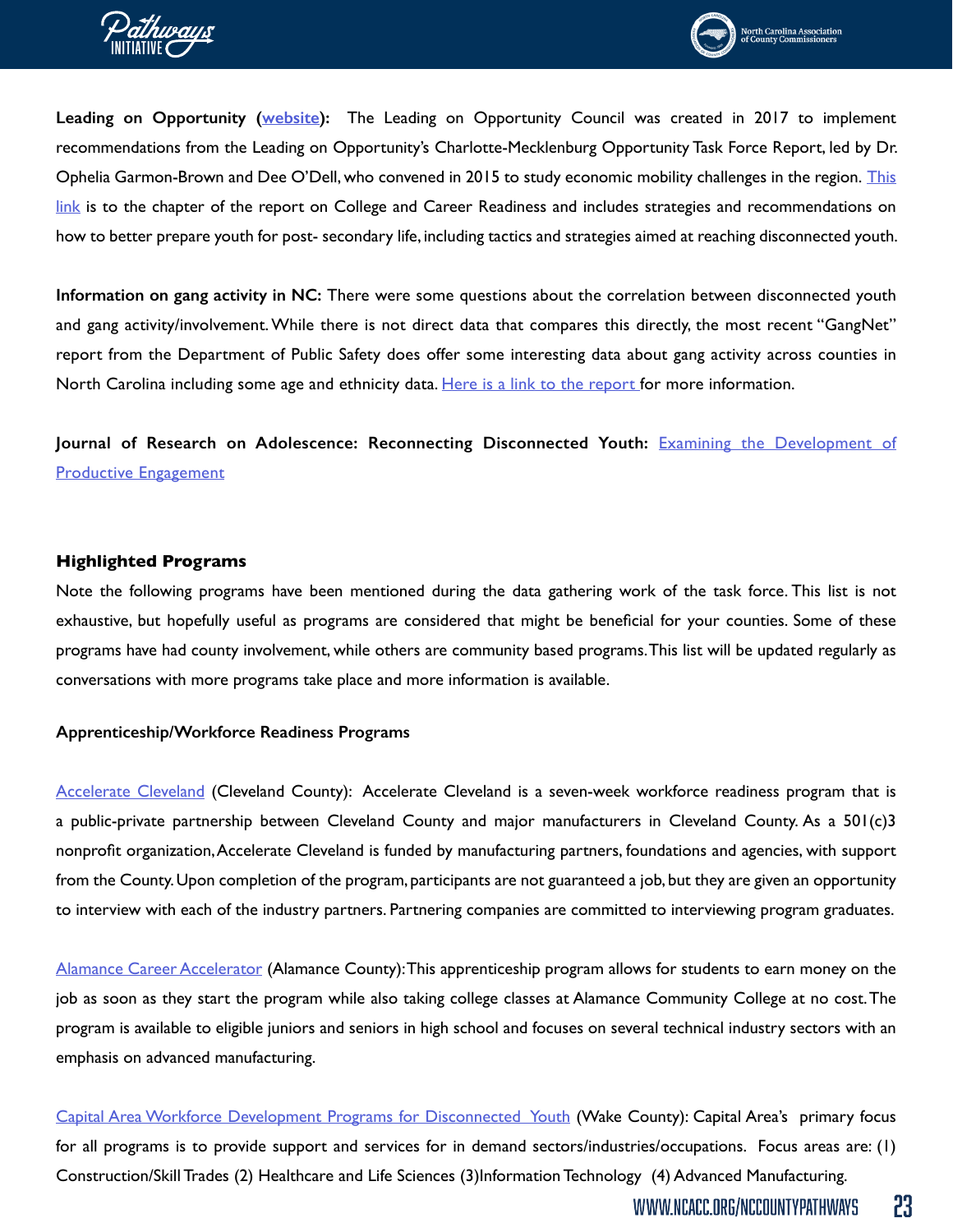**Leading on Opportunity (website):** The Leading on Opportunity Council was created in 2017 to implement recommendations from the Leading on Opportunity's Charlotte-Mecklenburg Opportunity Task Force Report, led by Dr. Ophelia Garmon-Brown and Dee O'Dell, who convened in 2015 to study economic mobility challenges in the region. This link is to the chapter of the report on College and Career Readiness and includes strategies and recommendations on how to better prepare youth for post- secondary life, including tactics and strategies aimed at reaching disconnected youth.

**Information on gang activity in NC:** There were some questions about the correlation between disconnected youth and gang activity/involvement. While there is not direct data that compares this directly, the most recent "GangNet" report from the Department of Public Safety does offer some interesting data about gang activity across counties in North Carolina including some age and ethnicity data. Here is a link to the report for more information.

**Journal of Research on Adolescence: Reconnecting Disconnected Youth:** Examining the Development of Productive Engagement

### Highlighted Programs

Note the following programs have been mentioned during the data gathering work of the task force. This list is not exhaustive, but hopefully useful as programs are considered that might be beneficial for your counties. Some of these programs have had county involvement, while others are community based programs. This list will be updated regularly as conversations with more programs take place and more information is available.

#### Apprenticeship/Workforce Readiness Programs

Accelerate Cleveland (Cleveland County): Accelerate Cleveland is a seven-week workforce readiness program that is a public-private partnership between Cleveland County and major manufacturers in Cleveland County. As a 501(c)3 nonprofit organization, Accelerate Cleveland is funded by manufacturing partners, foundations and agencies, with support from the County. Upon completion of the program, participants are not guaranteed a job, but they are given an opportunity to interview with each of the industry partners. Partnering companies are committed to interviewing program graduates.

Alamance Career Accelerator (Alamance County): This apprenticeship program allows for students to earn money on the job as soon as they start the program while also taking college classes at Alamance Community College at no cost. The program is available to eligible juniors and seniors in high school and focuses on several technical industry sectors with an emphasis on advanced manufacturing.

Capital Area Workforce Development Programs for Disconnected Youth (Wake County): Capital Area's primary focus for all programs is to provide support and services for in demand sectors/industries/occupations. Focus areas are: (1) Construction/Skill Trades (2) Healthcare and Life Sciences (3) Information Technology (4) Advanced Manufacturing.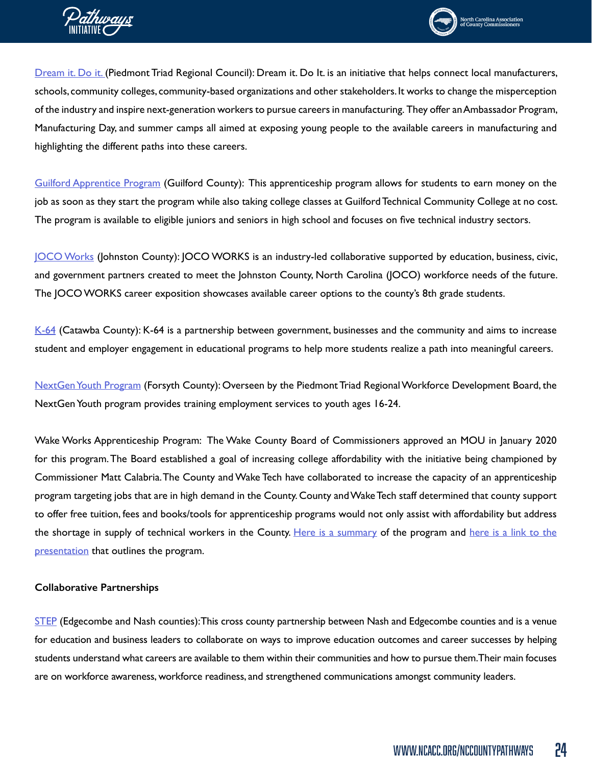Dream it. Do it. (Piedmont Triad Regional Council): Dream it. Do It. is an initiative that helps connect local manufacturers, schools, community colleges, community-based organizations and other stakeholders. It works to change the misperception of the industry and inspire next-generation workers to pursue careers in manufacturing. They offer an Ambassador Program, Manufacturing Day, and summer camps all aimed at exposing young people to the available careers in manufacturing and highlighting the different paths into these careers.

Guilford Apprentice Program (Guilford County): This apprenticeship program allows for students to earn money on the job as soon as they start the program while also taking college classes at Guilford Technical Community College at no cost. The program is available to eligible juniors and seniors in high school and focuses on five technical industry sectors.

JOCO Works (Johnston County): JOCO WORKS is an industry-led collaborative supported by education, business, civic, and government partners created to meet the Johnston County, North Carolina (JOCO) workforce needs of the future. The JOCO WORKS career exposition showcases available career options to the county's 8th grade students.

K-64 (Catawba County): K-64 is a partnership between government, businesses and the community and aims to increase student and employer engagement in educational programs to help more students realize a path into meaningful careers.

NextGen Youth Program (Forsyth County): Overseen by the Piedmont Triad Regional Workforce Development Board, the NextGen Youth program provides training employment services to youth ages 16-24.

Wake Works Apprenticeship Program: The Wake County Board of Commissioners approved an MOU in January 2020 for this program. The Board established a goal of increasing college affordability with the initiative being championed by Commissioner Matt Calabria. The County and Wake Tech have collaborated to increase the capacity of an apprenticeship program targeting jobs that are in high demand in the County. County and Wake Tech staff determined that county support to offer free tuition, fees and books/tools for apprenticeship programs would not only assist with affordability but address the shortage in supply of technical workers in the County. Here is a summary of the program and here is a link to the presentation that outlines the program.

**Collaborative Partnerships**

STEP (Edgecombe and Nash counties): This cross county partnership between Nash and Edgecombe counties and is a venue for education and business leaders to collaborate on ways to improve education outcomes and career successes by helping students understand what careers are available to them within their communities and how to pursue them. Their main focuses are on workforce awareness, workforce readiness, and strengthened communications amongst community leaders.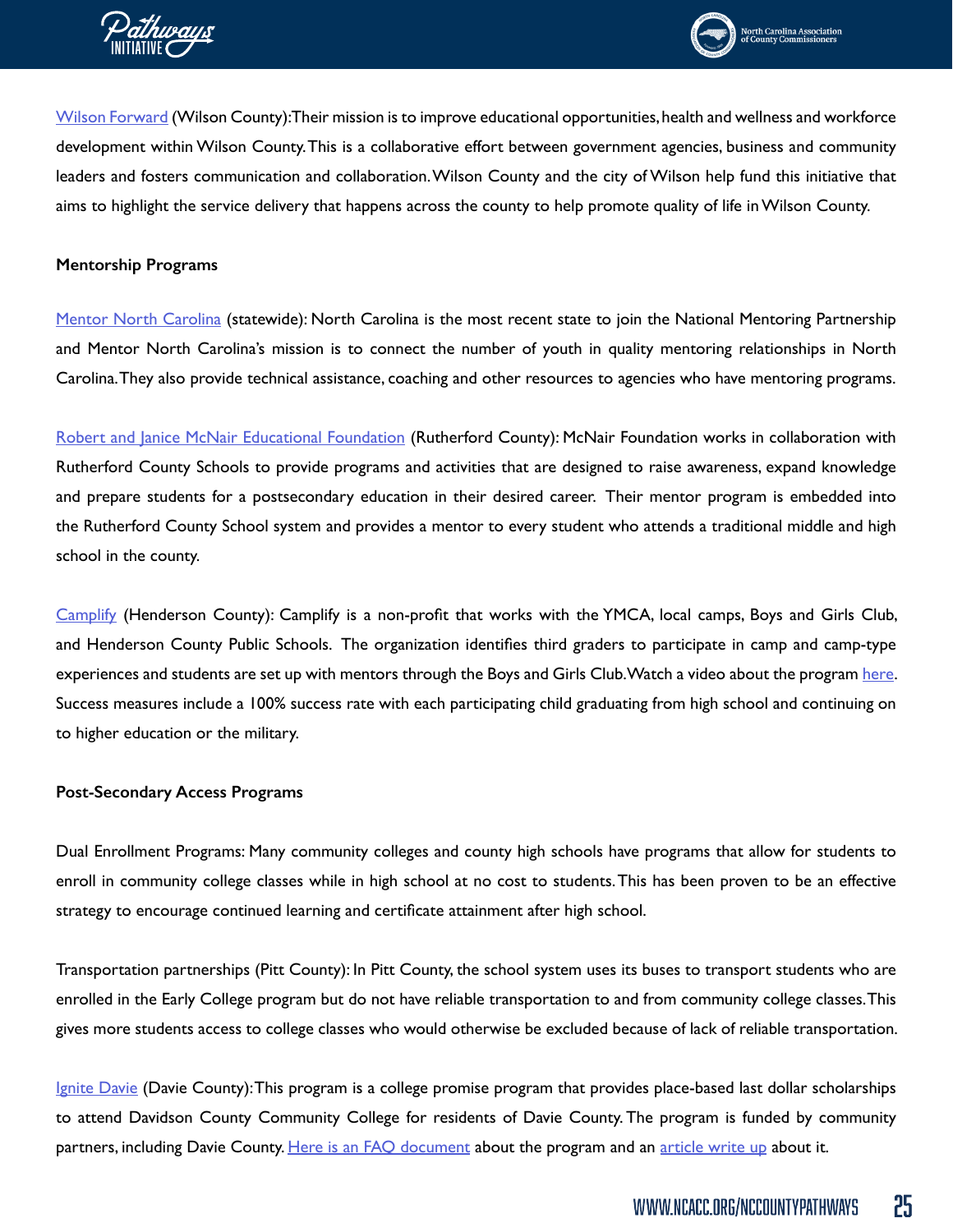Wilson Forward (Wilson County):Their mission is to improve educational opportunities, health and wellness and workforce development within Wilson County. This is a collaborative effort between government agencies, business and community leaders and fosters communication and collaboration. Wilson County and the city of Wilson help fund this initiative that aims to highlight the service delivery that happens across the county to help promote quality of life in Wilson County.

**Mentorship Programs**

Mentor North Carolina (statewide): North Carolina is the most recent state to join the National Mentoring Partnership and Mentor North Carolina's mission is to connect the number of youth in quality mentoring relationships in North Carolina. They also provide technical assistance, coaching and other resources to agencies who have mentoring programs.

Robert and Janice McNair Educational Foundation (Rutherford County): McNair Foundation works in collaboration with Rutherford County Schools to provide programs and activities that are designed to raise awareness, expand knowledge and prepare students for a postsecondary education in their desired career. Their mentor program is embedded into the Rutherford County School system and provides a mentor to every student who attends a traditional middle and high school in the county.

Camplify (Henderson County): Camplify is a non-profit that works with the YMCA, local camps, Boys and Girls Club, and Henderson County Public Schools. The organization identifies third graders to participate in camp and camp-type experiences and students are set up with mentors through the Boys and Girls Club. Watch a video about the program here. Success measures include a 100% success rate with each participating child graduating from high school and continuing on to higher education or the military.

**Post-Secondary Access Programs**

Dual Enrollment Programs: Many community colleges and county high schools have programs that allow for students to enroll in community college classes while in high school at no cost to students. This has been proven to be an effective strategy to encourage continued learning and certificate attainment after high school.

Transportation partnerships (Pitt County): In Pitt County, the school system uses its buses to transport students who are enrolled in the Early College program but do not have reliable transportation to and from community college classes. This gives more students access to college classes who would otherwise be excluded because of lack of reliable transportation.

Ignite Davie (Davie County): This program is a college promise program that provides place-based last dollar scholarships to attend Davidson County Community College for residents of Davie County. The program is funded by community partners, including Davie County. Here is an FAQ document about the program and an article write up about it.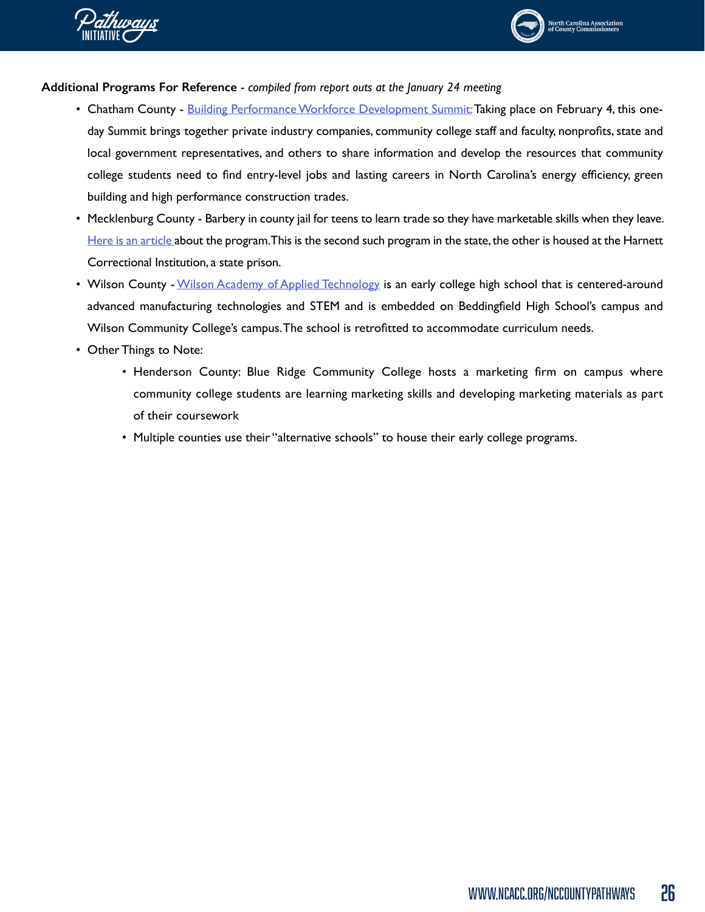**Additional Programs For Reference** - *compiled from report outs at the January 24 meeting*

- Chatham County - Building Performance Workforce Development Summit: Taking place on February 4, this one-day Summit brings together private industry companies, community college staff and faculty, nonprofits, state and local government representatives, and others to share information and develop the resources that community college students need to find entry-level jobs and lasting careers in North Carolina's energy efficiency, green building and high performance construction trades.
- Mecklenburg County - Barbery in county jail for teens to learn trade so they have marketable skills when they leave. Here is an article about the program. This is the second such program in the state, the other is housed at the Harnett Correctional Institution, a state prison.
- Wilson County - Wilson Academy of Applied Technology is an early college high school that is centered-around advanced manufacturing technologies and STEM and is embedded on Beddingfield High School's campus and Wilson Community College's campus. The school is retrofitted to accommodate curriculum needs.
- Other Things to Note:
    - Henderson County: Blue Ridge Community College hosts a marketing firm on campus where community college students are learning marketing skills and developing marketing materials as part of their coursework
    - Multiple counties use their "alternative schools" to house their early college programs.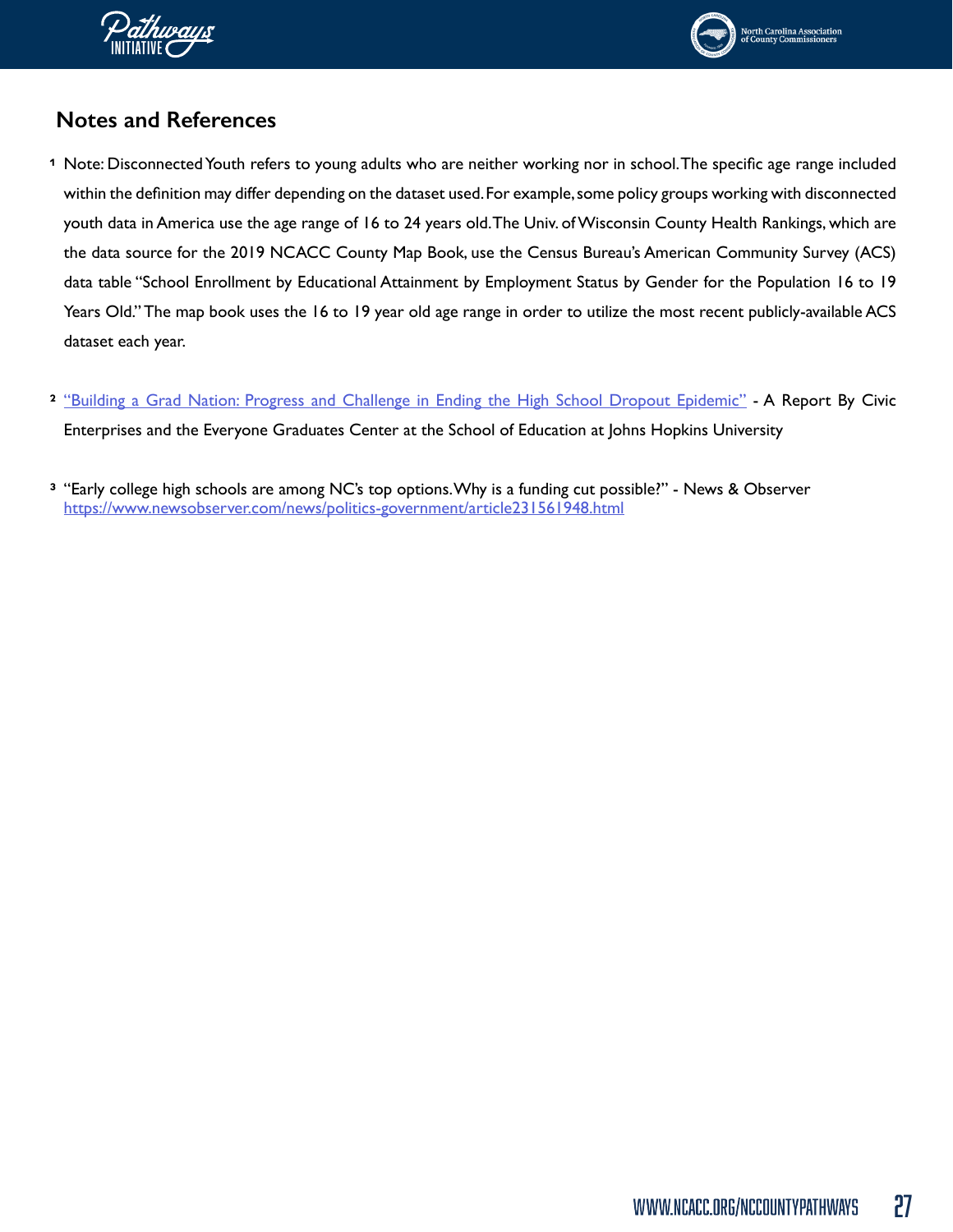## Notes and References

[1] Note: Disconnected Youth refers to young adults who are neither working nor in school. The specific age range included within the definition may differ depending on the dataset used. For example, some policy groups working with disconnected youth data in America use the age range of 16 to 24 years old. The Univ. of Wisconsin County Health Rankings, which are the data source for the 2019 NCACC County Map Book, use the Census Bureau's American Community Survey (ACS) data table "School Enrollment by Educational Attainment by Employment Status by Gender for the Population 16 to 19 Years Old." The map book uses the 16 to 19 year old age range in order to utilize the most recent publicly-available ACS dataset each year.

[2] "Building a Grad Nation: Progress and Challenge in Ending the High School Dropout Epidemic" - A Report By Civic Enterprises and the Everyone Graduates Center at the School of Education at Johns Hopkins University

[3] "Early college high schools are among NC's top options. Why is a funding cut possible?" - News & Observer https://www.newsobserver.com/news/politics-government/article231561948.html